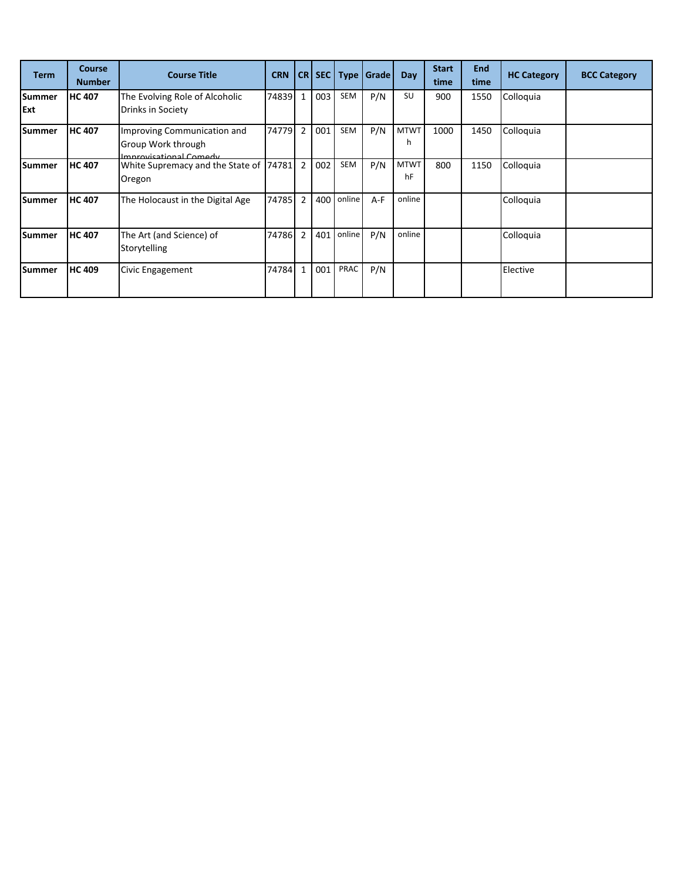| Term | Course Number | Course Title | CRN | CR | SEC | Type | Grade | Day | Start time | End time | HC Category | BCC Category |
|---|---|---|---|---|---|---|---|---|---|---|---|---|
| **Summer Ext** | **HC 407** | The Evolving Role of Alcoholic Drinks in Society | 74839 | 1 | 003 | SEM | P/N | SU | 900 | 1550 | Colloquia | |
| **Summer** | **HC 407** | Improving Communication and Group Work through Improvisational Comedy | 74779 | 2 | 001 | SEM | P/N | MTWTh | 1000 | 1450 | Colloquia | |
| **Summer** | **HC 407** | White Supremacy and the State of Oregon | 74781 | 2 | 002 | SEM | P/N | MTWThF | 800 | 1150 | Colloquia | |
| **Summer** | **HC 407** | The Holocaust in the Digital Age | 74785 | 2 | 400 | online | A-F | online | | | Colloquia | |
| **Summer** | **HC 407** | The Art (and Science) of Storytelling | 74786 | 2 | 401 | online | P/N | online | | | Colloquia | |
| **Summer** | **HC 409** | Civic Engagement | 74784 | 1 | 001 | PRAC | P/N | | | | Elective | |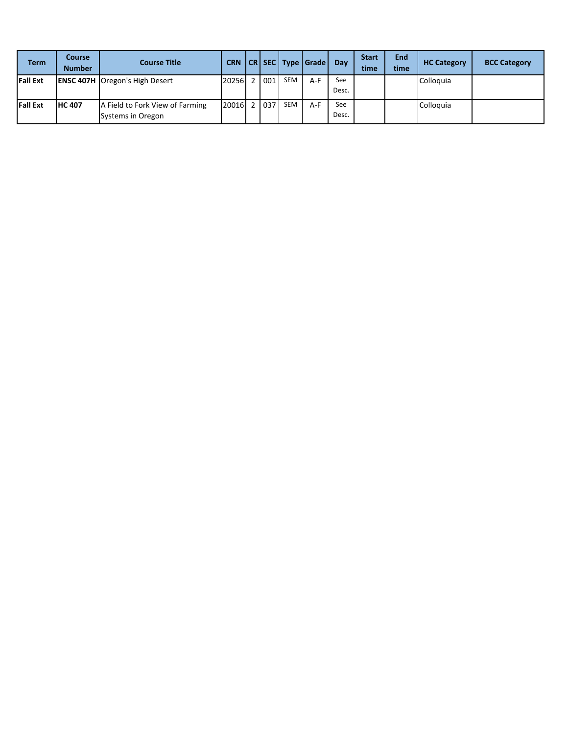| Term | Course Number | Course Title | CRN | CR | SEC | Type | Grade | Day | Start time | End time | HC Category | BCC Category |
|---|---|---|---|---|---|---|---|---|---|---|---|---|
| **Fall Ext** | **ENSC 407H** | Oregon's High Desert | 20256 | 2 | 001 | SEM | A-F | See Desc. | | | Colloquia | |
| **Fall Ext** | **HC 407** | A Field to Fork View of Farming Systems in Oregon | 20016 | 2 | 037 | SEM | A-F | See Desc. | | | Colloquia | |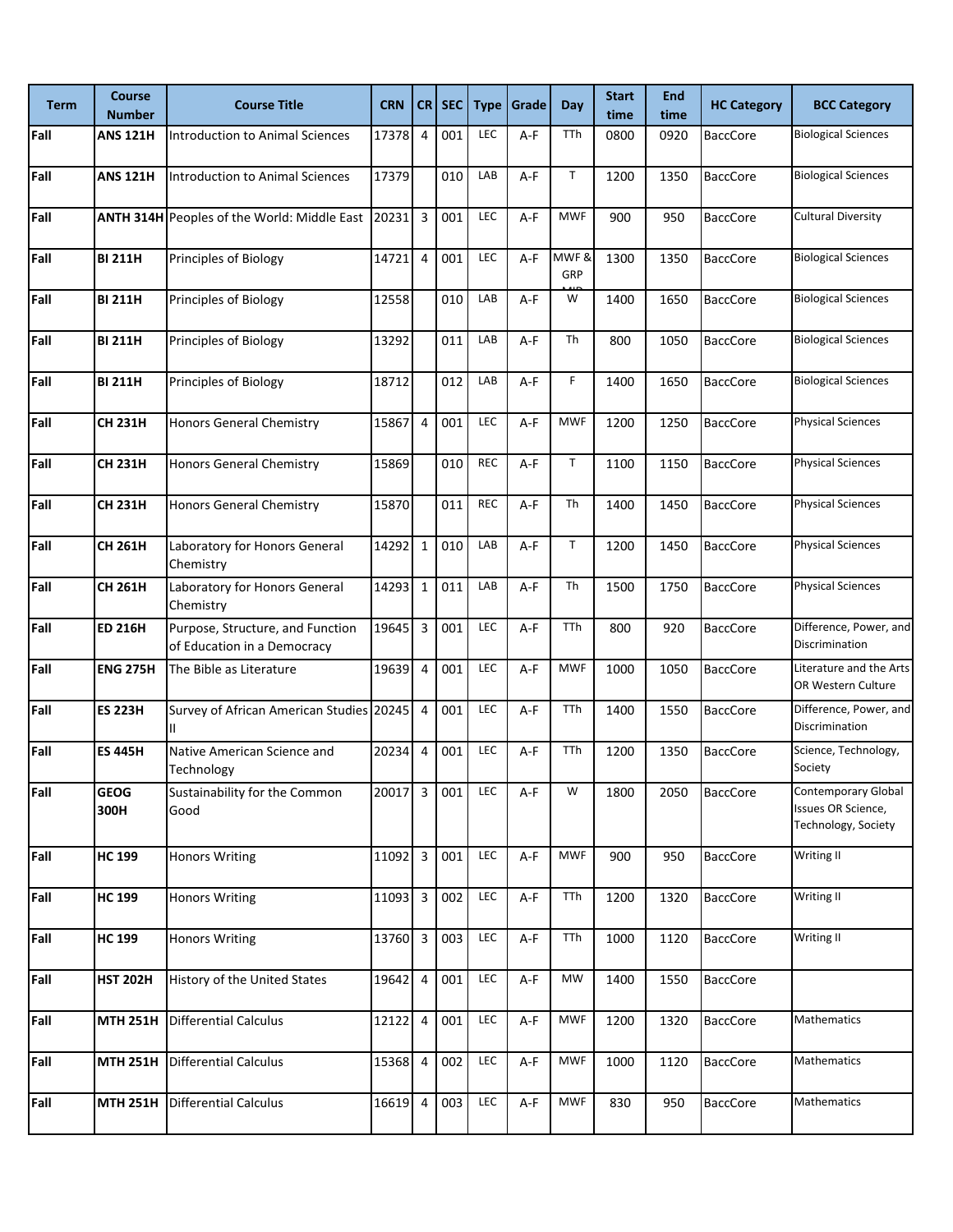| Term | Course Number | Course Title | CRN | CR | SEC | Type | Grade | Day | Start time | End time | HC Category | BCC Category |
|---|---|---|---|---|---|---|---|---|---|---|---|---|
| Fall | ANS 121H | Introduction to Animal Sciences | 17378 | 4 | 001 | LEC | A-F | TTh | 0800 | 0920 | BaccCore | Biological Sciences |
| Fall | ANS 121H | Introduction to Animal Sciences | 17379 | | 010 | LAB | A-F | T | 1200 | 1350 | BaccCore | Biological Sciences |
| Fall | ANTH 314H | Peoples of the World: Middle East | 20231 | 3 | 001 | LEC | A-F | MWF | 900 | 950 | BaccCore | Cultural Diversity |
| Fall | BI 211H | Principles of Biology | 14721 | 4 | 001 | LEC | A-F | MWF & GRP MID | 1300 | 1350 | BaccCore | Biological Sciences |
| Fall | BI 211H | Principles of Biology | 12558 | | 010 | LAB | A-F | W | 1400 | 1650 | BaccCore | Biological Sciences |
| Fall | BI 211H | Principles of Biology | 13292 | | 011 | LAB | A-F | Th | 800 | 1050 | BaccCore | Biological Sciences |
| Fall | BI 211H | Principles of Biology | 18712 | | 012 | LAB | A-F | F | 1400 | 1650 | BaccCore | Biological Sciences |
| Fall | CH 231H | Honors General Chemistry | 15867 | 4 | 001 | LEC | A-F | MWF | 1200 | 1250 | BaccCore | Physical Sciences |
| Fall | CH 231H | Honors General Chemistry | 15869 | | 010 | REC | A-F | T | 1100 | 1150 | BaccCore | Physical Sciences |
| Fall | CH 231H | Honors General Chemistry | 15870 | | 011 | REC | A-F | Th | 1400 | 1450 | BaccCore | Physical Sciences |
| Fall | CH 261H | Laboratory for Honors General Chemistry | 14292 | 1 | 010 | LAB | A-F | T | 1200 | 1450 | BaccCore | Physical Sciences |
| Fall | CH 261H | Laboratory for Honors General Chemistry | 14293 | 1 | 011 | LAB | A-F | Th | 1500 | 1750 | BaccCore | Physical Sciences |
| Fall | ED 216H | Purpose, Structure, and Function of Education in a Democracy | 19645 | 3 | 001 | LEC | A-F | TTh | 800 | 920 | BaccCore | Difference, Power, and Discrimination |
| Fall | ENG 275H | The Bible as Literature | 19639 | 4 | 001 | LEC | A-F | MWF | 1000 | 1050 | BaccCore | Literature and the Arts OR Western Culture |
| Fall | ES 223H | Survey of African American Studies II | 20245 | 4 | 001 | LEC | A-F | TTh | 1400 | 1550 | BaccCore | Difference, Power, and Discrimination |
| Fall | ES 445H | Native American Science and Technology | 20234 | 4 | 001 | LEC | A-F | TTh | 1200 | 1350 | BaccCore | Science, Technology, Society |
| Fall | GEOG 300H | Sustainability for the Common Good | 20017 | 3 | 001 | LEC | A-F | W | 1800 | 2050 | BaccCore | Contemporary Global Issues OR Science, Technology, Society |
| Fall | HC 199 | Honors Writing | 11092 | 3 | 001 | LEC | A-F | MWF | 900 | 950 | BaccCore | Writing II |
| Fall | HC 199 | Honors Writing | 11093 | 3 | 002 | LEC | A-F | TTh | 1200 | 1320 | BaccCore | Writing II |
| Fall | HC 199 | Honors Writing | 13760 | 3 | 003 | LEC | A-F | TTh | 1000 | 1120 | BaccCore | Writing II |
| Fall | HST 202H | History of the United States | 19642 | 4 | 001 | LEC | A-F | MW | 1400 | 1550 | BaccCore | |
| Fall | MTH 251H | Differential Calculus | 12122 | 4 | 001 | LEC | A-F | MWF | 1200 | 1320 | BaccCore | Mathematics |
| Fall | MTH 251H | Differential Calculus | 15368 | 4 | 002 | LEC | A-F | MWF | 1000 | 1120 | BaccCore | Mathematics |
| Fall | MTH 251H | Differential Calculus | 16619 | 4 | 003 | LEC | A-F | MWF | 830 | 950 | BaccCore | Mathematics |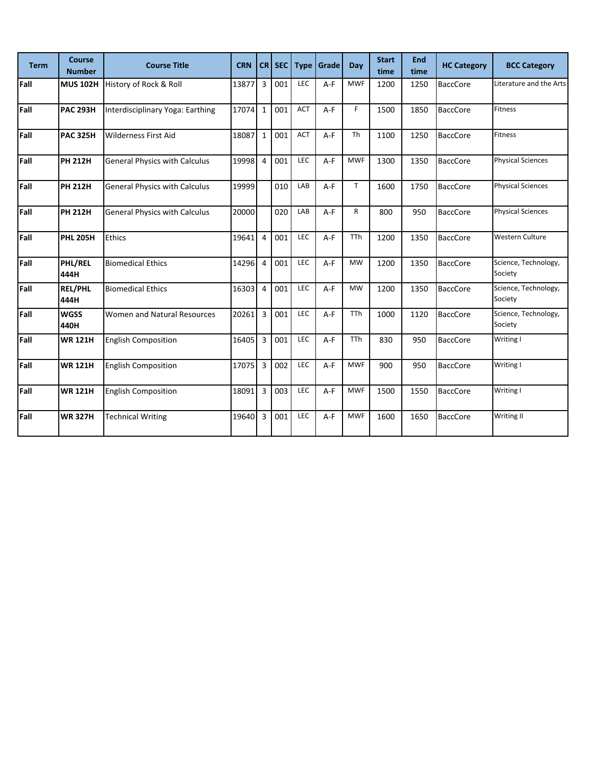| Term | Course Number | Course Title | CRN | CR | SEC | Type | Grade | Day | Start time | End time | HC Category | BCC Category |
|---|---|---|---|---|---|---|---|---|---|---|---|---|
| **Fall** | **MUS 102H** | History of Rock & Roll | 13877 | 3 | 001 | LEC | A-F | MWF | 1200 | 1250 | BaccCore | Literature and the Arts |
| **Fall** | **PAC 293H** | Interdisciplinary Yoga: Earthing | 17074 | 1 | 001 | ACT | A-F | F | 1500 | 1850 | BaccCore | Fitness |
| **Fall** | **PAC 325H** | Wilderness First Aid | 18087 | 1 | 001 | ACT | A-F | Th | 1100 | 1250 | BaccCore | Fitness |
| **Fall** | **PH 212H** | General Physics with Calculus | 19998 | 4 | 001 | LEC | A-F | MWF | 1300 | 1350 | BaccCore | Physical Sciences |
| **Fall** | **PH 212H** | General Physics with Calculus | 19999 | | 010 | LAB | A-F | T | 1600 | 1750 | BaccCore | Physical Sciences |
| **Fall** | **PH 212H** | General Physics with Calculus | 20000 | | 020 | LAB | A-F | R | 800 | 950 | BaccCore | Physical Sciences |
| **Fall** | **PHL 205H** | Ethics | 19641 | 4 | 001 | LEC | A-F | TTh | 1200 | 1350 | BaccCore | Western Culture |
| **Fall** | **PHL/REL 444H** | Biomedical Ethics | 14296 | 4 | 001 | LEC | A-F | MW | 1200 | 1350 | BaccCore | Science, Technology, Society |
| **Fall** | **REL/PHL 444H** | Biomedical Ethics | 16303 | 4 | 001 | LEC | A-F | MW | 1200 | 1350 | BaccCore | Science, Technology, Society |
| **Fall** | **WGSS 440H** | Women and Natural Resources | 20261 | 3 | 001 | LEC | A-F | TTh | 1000 | 1120 | BaccCore | Science, Technology, Society |
| **Fall** | **WR 121H** | English Composition | 16405 | 3 | 001 | LEC | A-F | TTh | 830 | 950 | BaccCore | Writing I |
| **Fall** | **WR 121H** | English Composition | 17075 | 3 | 002 | LEC | A-F | MWF | 900 | 950 | BaccCore | Writing I |
| **Fall** | **WR 121H** | English Composition | 18091 | 3 | 003 | LEC | A-F | MWF | 1500 | 1550 | BaccCore | Writing I |
| **Fall** | **WR 327H** | Technical Writing | 19640 | 3 | 001 | LEC | A-F | MWF | 1600 | 1650 | BaccCore | Writing II |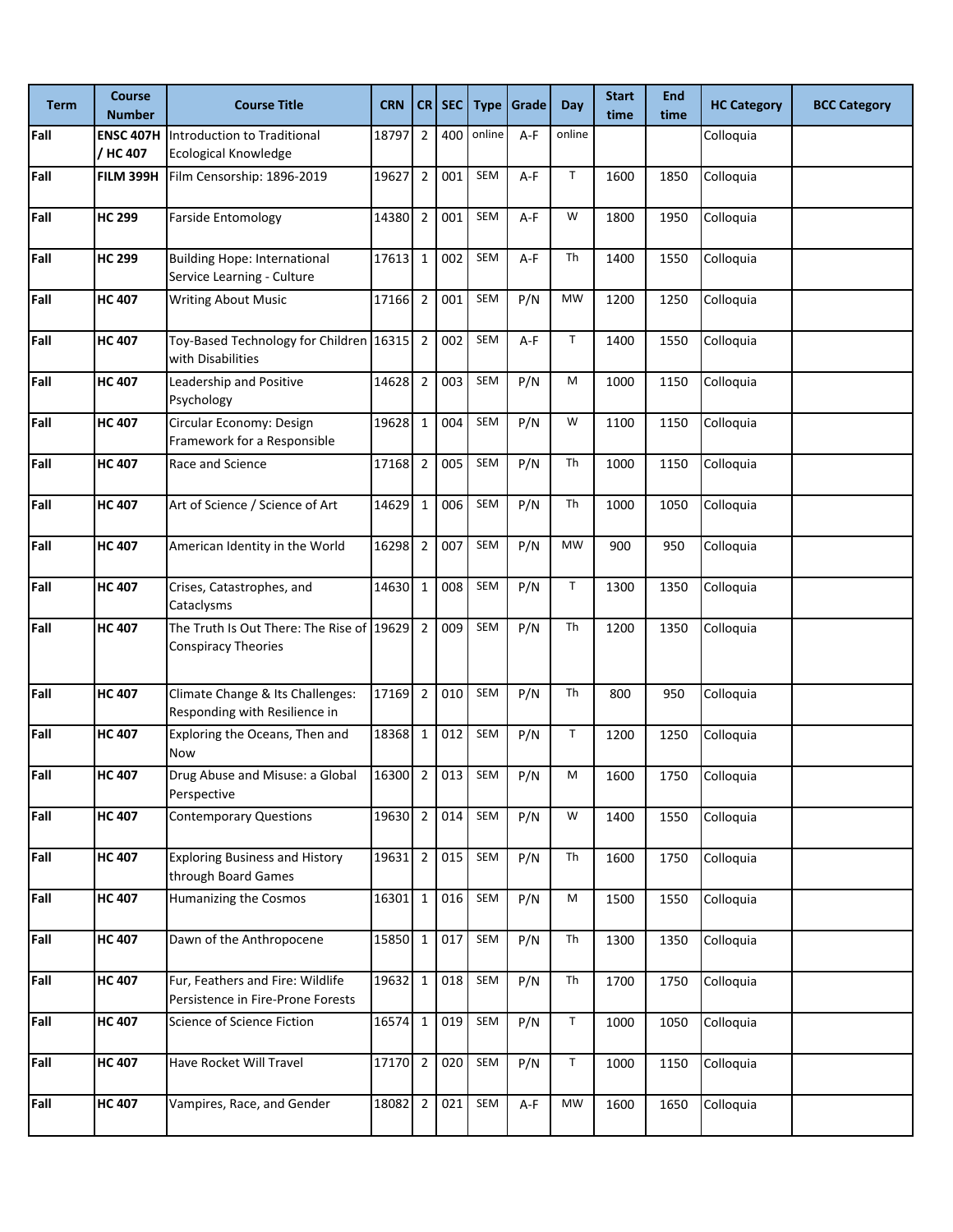| Term | Course Number | Course Title | CRN | CR | SEC | Type | Grade | Day | Start time | End time | HC Category | BCC Category |
|---|---|---|---|---|---|---|---|---|---|---|---|---|
| Fall | ENSC 407H / HC 407 | Introduction to Traditional Ecological Knowledge | 18797 | 2 | 400 | online | A-F | online | | | Colloquia | |
| Fall | FILM 399H | Film Censorship: 1896-2019 | 19627 | 2 | 001 | SEM | A-F | T | 1600 | 1850 | Colloquia | |
| Fall | HC 299 | Farside Entomology | 14380 | 2 | 001 | SEM | A-F | W | 1800 | 1950 | Colloquia | |
| Fall | HC 299 | Building Hope: International Service Learning - Culture | 17613 | 1 | 002 | SEM | A-F | Th | 1400 | 1550 | Colloquia | |
| Fall | HC 407 | Writing About Music | 17166 | 2 | 001 | SEM | P/N | MW | 1200 | 1250 | Colloquia | |
| Fall | HC 407 | Toy-Based Technology for Children with Disabilities | 16315 | 2 | 002 | SEM | A-F | T | 1400 | 1550 | Colloquia | |
| Fall | HC 407 | Leadership and Positive Psychology | 14628 | 2 | 003 | SEM | P/N | M | 1000 | 1150 | Colloquia | |
| Fall | HC 407 | Circular Economy: Design Framework for a Responsible | 19628 | 1 | 004 | SEM | P/N | W | 1100 | 1150 | Colloquia | |
| Fall | HC 407 | Race and Science | 17168 | 2 | 005 | SEM | P/N | Th | 1000 | 1150 | Colloquia | |
| Fall | HC 407 | Art of Science / Science of Art | 14629 | 1 | 006 | SEM | P/N | Th | 1000 | 1050 | Colloquia | |
| Fall | HC 407 | American Identity in the World | 16298 | 2 | 007 | SEM | P/N | MW | 900 | 950 | Colloquia | |
| Fall | HC 407 | Crises, Catastrophes, and Cataclysms | 14630 | 1 | 008 | SEM | P/N | T | 1300 | 1350 | Colloquia | |
| Fall | HC 407 | The Truth Is Out There: The Rise of Conspiracy Theories | 19629 | 2 | 009 | SEM | P/N | Th | 1200 | 1350 | Colloquia | |
| Fall | HC 407 | Climate Change & Its Challenges: Responding with Resilience in | 17169 | 2 | 010 | SEM | P/N | Th | 800 | 950 | Colloquia | |
| Fall | HC 407 | Exploring the Oceans, Then and Now | 18368 | 1 | 012 | SEM | P/N | T | 1200 | 1250 | Colloquia | |
| Fall | HC 407 | Drug Abuse and Misuse: a Global Perspective | 16300 | 2 | 013 | SEM | P/N | M | 1600 | 1750 | Colloquia | |
| Fall | HC 407 | Contemporary Questions | 19630 | 2 | 014 | SEM | P/N | W | 1400 | 1550 | Colloquia | |
| Fall | HC 407 | Exploring Business and History through Board Games | 19631 | 2 | 015 | SEM | P/N | Th | 1600 | 1750 | Colloquia | |
| Fall | HC 407 | Humanizing the Cosmos | 16301 | 1 | 016 | SEM | P/N | M | 1500 | 1550 | Colloquia | |
| Fall | HC 407 | Dawn of the Anthropocene | 15850 | 1 | 017 | SEM | P/N | Th | 1300 | 1350 | Colloquia | |
| Fall | HC 407 | Fur, Feathers and Fire: Wildlife Persistence in Fire-Prone Forests | 19632 | 1 | 018 | SEM | P/N | Th | 1700 | 1750 | Colloquia | |
| Fall | HC 407 | Science of Science Fiction | 16574 | 1 | 019 | SEM | P/N | T | 1000 | 1050 | Colloquia | |
| Fall | HC 407 | Have Rocket Will Travel | 17170 | 2 | 020 | SEM | P/N | T | 1000 | 1150 | Colloquia | |
| Fall | HC 407 | Vampires, Race, and Gender | 18082 | 2 | 021 | SEM | A-F | MW | 1600 | 1650 | Colloquia | |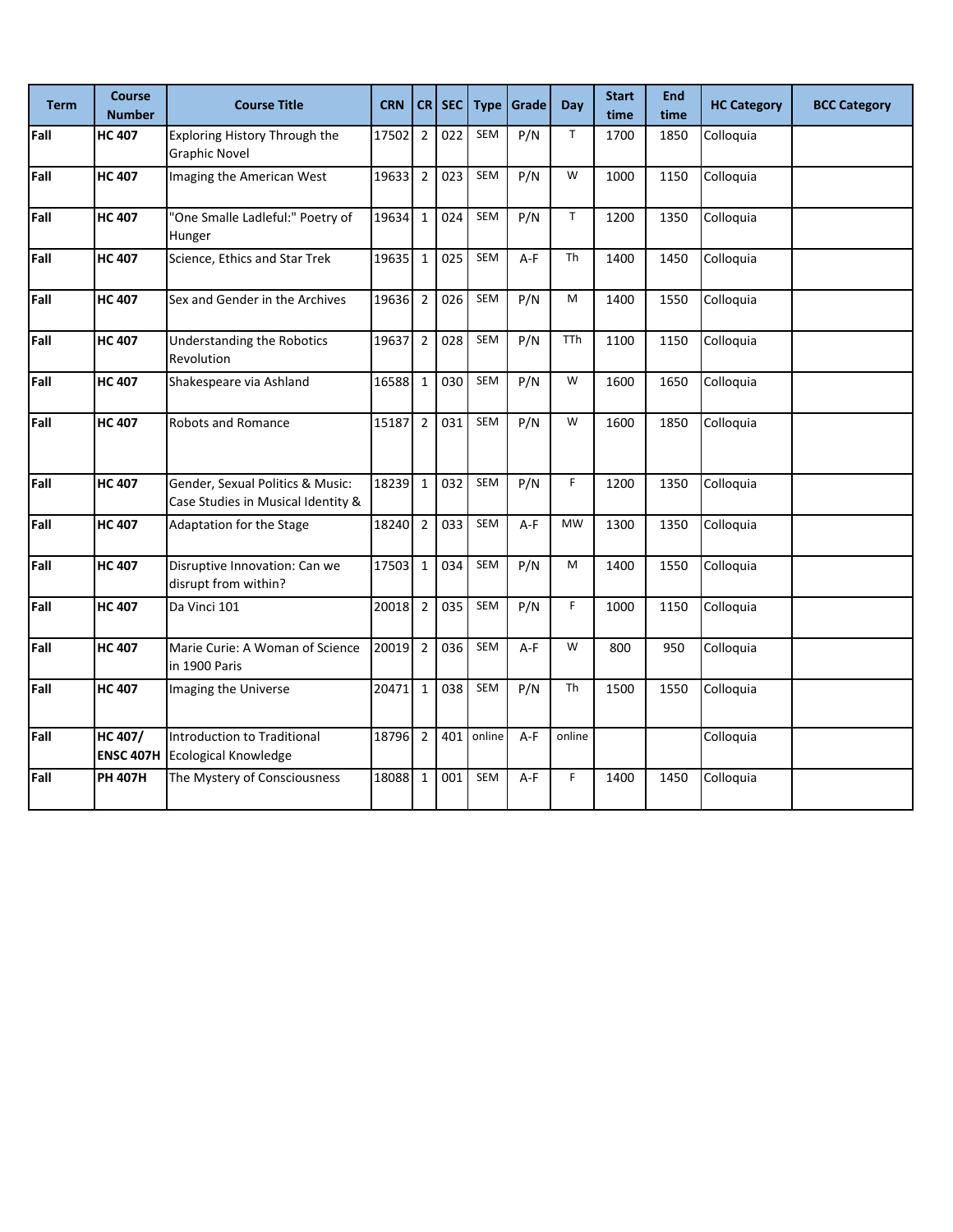| Term | Course Number | Course Title | CRN | CR | SEC | Type | Grade | Day | Start time | End time | HC Category | BCC Category |
|---|---|---|---|---|---|---|---|---|---|---|---|---|
| **Fall** | **HC 407** | Exploring History Through the Graphic Novel | 17502 | 2 | 022 | SEM | P/N | T | 1700 | 1850 | Colloquia | |
| **Fall** | **HC 407** | Imaging the American West | 19633 | 2 | 023 | SEM | P/N | W | 1000 | 1150 | Colloquia | |
| **Fall** | **HC 407** | "One Smalle Ladleful:" Poetry of Hunger | 19634 | 1 | 024 | SEM | P/N | T | 1200 | 1350 | Colloquia | |
| **Fall** | **HC 407** | Science, Ethics and Star Trek | 19635 | 1 | 025 | SEM | A-F | Th | 1400 | 1450 | Colloquia | |
| **Fall** | **HC 407** | Sex and Gender in the Archives | 19636 | 2 | 026 | SEM | P/N | M | 1400 | 1550 | Colloquia | |
| **Fall** | **HC 407** | Understanding the Robotics Revolution | 19637 | 2 | 028 | SEM | P/N | TTh | 1100 | 1150 | Colloquia | |
| **Fall** | **HC 407** | Shakespeare via Ashland | 16588 | 1 | 030 | SEM | P/N | W | 1600 | 1650 | Colloquia | |
| **Fall** | **HC 407** | Robots and Romance | 15187 | 2 | 031 | SEM | P/N | W | 1600 | 1850 | Colloquia | |
| **Fall** | **HC 407** | Gender, Sexual Politics & Music: Case Studies in Musical Identity & | 18239 | 1 | 032 | SEM | P/N | F | 1200 | 1350 | Colloquia | |
| **Fall** | **HC 407** | Adaptation for the Stage | 18240 | 2 | 033 | SEM | A-F | MW | 1300 | 1350 | Colloquia | |
| **Fall** | **HC 407** | Disruptive Innovation: Can we disrupt from within? | 17503 | 1 | 034 | SEM | P/N | M | 1400 | 1550 | Colloquia | |
| **Fall** | **HC 407** | Da Vinci 101 | 20018 | 2 | 035 | SEM | P/N | F | 1000 | 1150 | Colloquia | |
| **Fall** | **HC 407** | Marie Curie: A Woman of Science in 1900 Paris | 20019 | 2 | 036 | SEM | A-F | W | 800 | 950 | Colloquia | |
| **Fall** | **HC 407** | Imaging the Universe | 20471 | 1 | 038 | SEM | P/N | Th | 1500 | 1550 | Colloquia | |
| **Fall** | **HC 407/ ENSC 407H** | Introduction to Traditional Ecological Knowledge | 18796 | 2 | 401 | online | A-F | online | | | Colloquia | |
| **Fall** | **PH 407H** | The Mystery of Consciousness | 18088 | 1 | 001 | SEM | A-F | F | 1400 | 1450 | Colloquia | |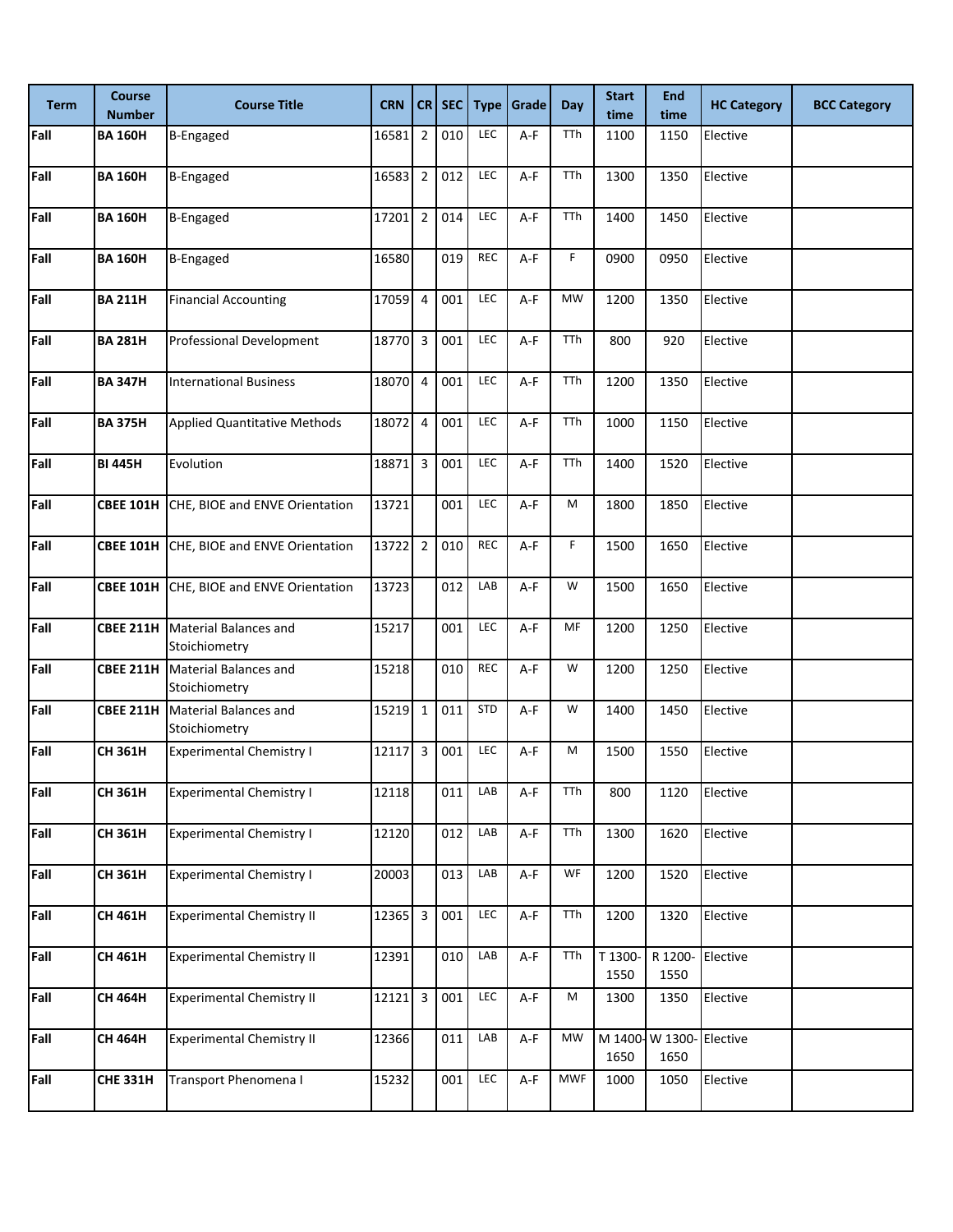| Term | Course Number | Course Title | CRN | CR | SEC | Type | Grade | Day | Start time | End time | HC Category | BCC Category |
|---|---|---|---|---|---|---|---|---|---|---|---|---|
| **Fall** | **BA 160H** | B-Engaged | 16581 | 2 | 010 | LEC | A-F | TTh | 1100 | 1150 | Elective | |
| **Fall** | **BA 160H** | B-Engaged | 16583 | 2 | 012 | LEC | A-F | TTh | 1300 | 1350 | Elective | |
| **Fall** | **BA 160H** | B-Engaged | 17201 | 2 | 014 | LEC | A-F | TTh | 1400 | 1450 | Elective | |
| **Fall** | **BA 160H** | B-Engaged | 16580 | | 019 | REC | A-F | F | 0900 | 0950 | Elective | |
| **Fall** | **BA 211H** | Financial Accounting | 17059 | 4 | 001 | LEC | A-F | MW | 1200 | 1350 | Elective | |
| **Fall** | **BA 281H** | Professional Development | 18770 | 3 | 001 | LEC | A-F | TTh | 800 | 920 | Elective | |
| **Fall** | **BA 347H** | International Business | 18070 | 4 | 001 | LEC | A-F | TTh | 1200 | 1350 | Elective | |
| **Fall** | **BA 375H** | Applied Quantitative Methods | 18072 | 4 | 001 | LEC | A-F | TTh | 1000 | 1150 | Elective | |
| **Fall** | **BI 445H** | Evolution | 18871 | 3 | 001 | LEC | A-F | TTh | 1400 | 1520 | Elective | |
| **Fall** | **CBEE 101H** | CHE, BIOE and ENVE Orientation | 13721 | | 001 | LEC | A-F | M | 1800 | 1850 | Elective | |
| **Fall** | **CBEE 101H** | CHE, BIOE and ENVE Orientation | 13722 | 2 | 010 | REC | A-F | F | 1500 | 1650 | Elective | |
| **Fall** | **CBEE 101H** | CHE, BIOE and ENVE Orientation | 13723 | | 012 | LAB | A-F | W | 1500 | 1650 | Elective | |
| **Fall** | **CBEE 211H** | Material Balances and Stoichiometry | 15217 | | 001 | LEC | A-F | MF | 1200 | 1250 | Elective | |
| **Fall** | **CBEE 211H** | Material Balances and Stoichiometry | 15218 | | 010 | REC | A-F | W | 1200 | 1250 | Elective | |
| **Fall** | **CBEE 211H** | Material Balances and Stoichiometry | 15219 | 1 | 011 | STD | A-F | W | 1400 | 1450 | Elective | |
| **Fall** | **CH 361H** | Experimental Chemistry I | 12117 | 3 | 001 | LEC | A-F | M | 1500 | 1550 | Elective | |
| **Fall** | **CH 361H** | Experimental Chemistry I | 12118 | | 011 | LAB | A-F | TTh | 800 | 1120 | Elective | |
| **Fall** | **CH 361H** | Experimental Chemistry I | 12120 | | 012 | LAB | A-F | TTh | 1300 | 1620 | Elective | |
| **Fall** | **CH 361H** | Experimental Chemistry I | 20003 | | 013 | LAB | A-F | WF | 1200 | 1520 | Elective | |
| **Fall** | **CH 461H** | Experimental Chemistry II | 12365 | 3 | 001 | LEC | A-F | TTh | 1200 | 1320 | Elective | |
| **Fall** | **CH 461H** | Experimental Chemistry II | 12391 | | 010 | LAB | A-F | TTh | T 1300-1550 | R 1200-1550 | Elective | |
| **Fall** | **CH 464H** | Experimental Chemistry II | 12121 | 3 | 001 | LEC | A-F | M | 1300 | 1350 | Elective | |
| **Fall** | **CH 464H** | Experimental Chemistry II | 12366 | | 011 | LAB | A-F | MW | M 1400-1650 | W 1300-1650 | Elective | |
| **Fall** | **CHE 331H** | Transport Phenomena I | 15232 | | 001 | LEC | A-F | MWF | 1000 | 1050 | Elective | |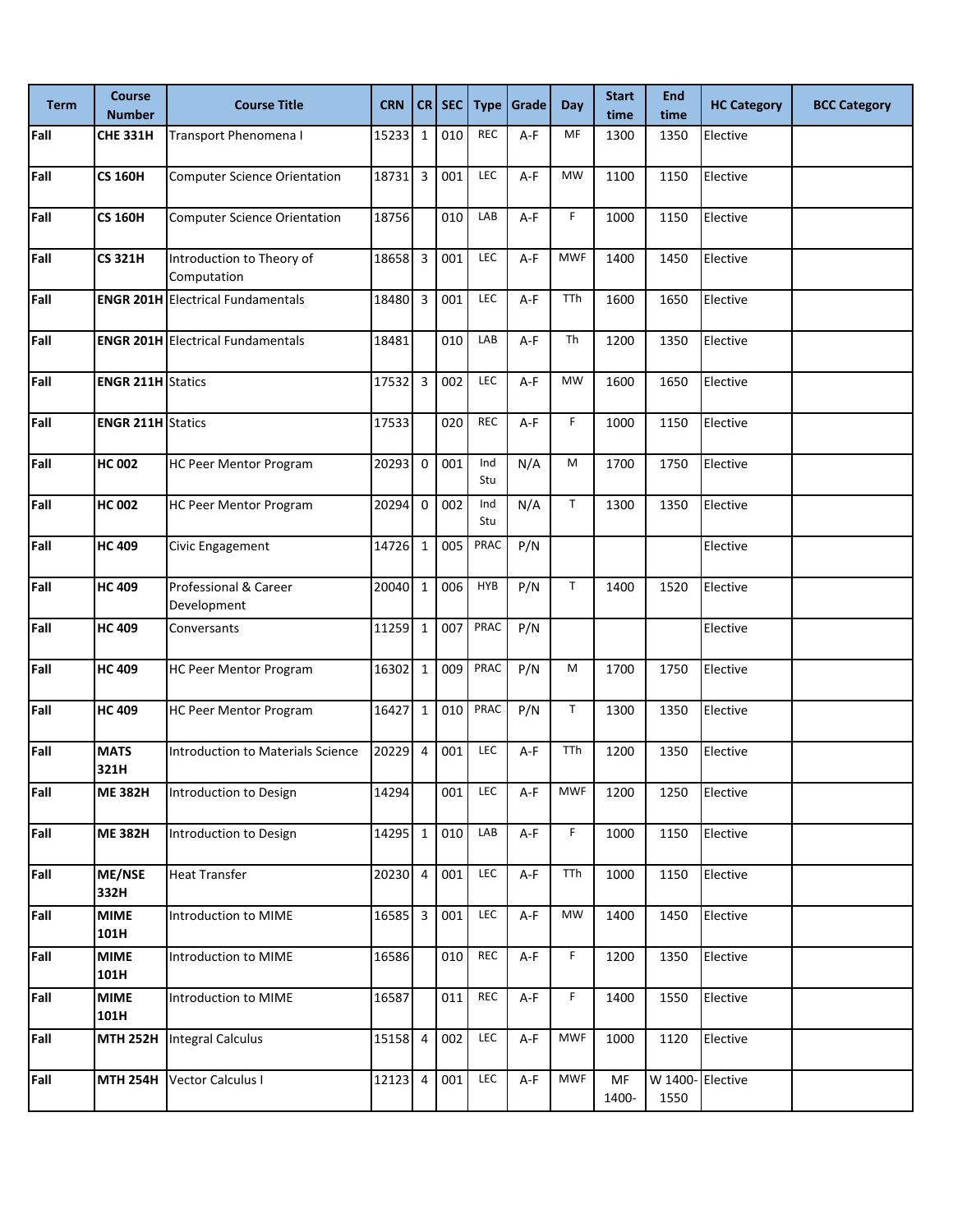| Term | Course Number | Course Title | CRN | CR | SEC | Type | Grade | Day | Start time | End time | HC Category | BCC Category |
|---|---|---|---|---|---|---|---|---|---|---|---|---|
| **Fall** | **CHE 331H** | Transport Phenomena I | 15233 | 1 | 010 | REC | A-F | MF | 1300 | 1350 | Elective | |
| **Fall** | **CS 160H** | Computer Science Orientation | 18731 | 3 | 001 | LEC | A-F | MW | 1100 | 1150 | Elective | |
| **Fall** | **CS 160H** | Computer Science Orientation | 18756 | | 010 | LAB | A-F | F | 1000 | 1150 | Elective | |
| **Fall** | **CS 321H** | Introduction to Theory of Computation | 18658 | 3 | 001 | LEC | A-F | MWF | 1400 | 1450 | Elective | |
| **Fall** | **ENGR 201H** | Electrical Fundamentals | 18480 | 3 | 001 | LEC | A-F | TTh | 1600 | 1650 | Elective | |
| **Fall** | **ENGR 201H** | Electrical Fundamentals | 18481 | | 010 | LAB | A-F | Th | 1200 | 1350 | Elective | |
| **Fall** | **ENGR 211H** | Statics | 17532 | 3 | 002 | LEC | A-F | MW | 1600 | 1650 | Elective | |
| **Fall** | **ENGR 211H** | Statics | 17533 | | 020 | REC | A-F | F | 1000 | 1150 | Elective | |
| **Fall** | **HC 002** | HC Peer Mentor Program | 20293 | 0 | 001 | Ind Stu | N/A | M | 1700 | 1750 | Elective | |
| **Fall** | **HC 002** | HC Peer Mentor Program | 20294 | 0 | 002 | Ind Stu | N/A | T | 1300 | 1350 | Elective | |
| **Fall** | **HC 409** | Civic Engagement | 14726 | 1 | 005 | PRAC | P/N | | | | Elective | |
| **Fall** | **HC 409** | Professional & Career Development | 20040 | 1 | 006 | HYB | P/N | T | 1400 | 1520 | Elective | |
| **Fall** | **HC 409** | Conversants | 11259 | 1 | 007 | PRAC | P/N | | | | Elective | |
| **Fall** | **HC 409** | HC Peer Mentor Program | 16302 | 1 | 009 | PRAC | P/N | M | 1700 | 1750 | Elective | |
| **Fall** | **HC 409** | HC Peer Mentor Program | 16427 | 1 | 010 | PRAC | P/N | T | 1300 | 1350 | Elective | |
| **Fall** | **MATS 321H** | Introduction to Materials Science | 20229 | 4 | 001 | LEC | A-F | TTh | 1200 | 1350 | Elective | |
| **Fall** | **ME 382H** | Introduction to Design | 14294 | | 001 | LEC | A-F | MWF | 1200 | 1250 | Elective | |
| **Fall** | **ME 382H** | Introduction to Design | 14295 | 1 | 010 | LAB | A-F | F | 1000 | 1150 | Elective | |
| **Fall** | **ME/NSE 332H** | Heat Transfer | 20230 | 4 | 001 | LEC | A-F | TTh | 1000 | 1150 | Elective | |
| **Fall** | **MIME 101H** | Introduction to MIME | 16585 | 3 | 001 | LEC | A-F | MW | 1400 | 1450 | Elective | |
| **Fall** | **MIME 101H** | Introduction to MIME | 16586 | | 010 | REC | A-F | F | 1200 | 1350 | Elective | |
| **Fall** | **MIME 101H** | Introduction to MIME | 16587 | | 011 | REC | A-F | F | 1400 | 1550 | Elective | |
| **Fall** | **MTH 252H** | Integral Calculus | 15158 | 4 | 002 | LEC | A-F | MWF | 1000 | 1120 | Elective | |
| **Fall** | **MTH 254H** | Vector Calculus I | 12123 | 4 | 001 | LEC | A-F | MWF | MF 1400- | W 1400-1550 | Elective | |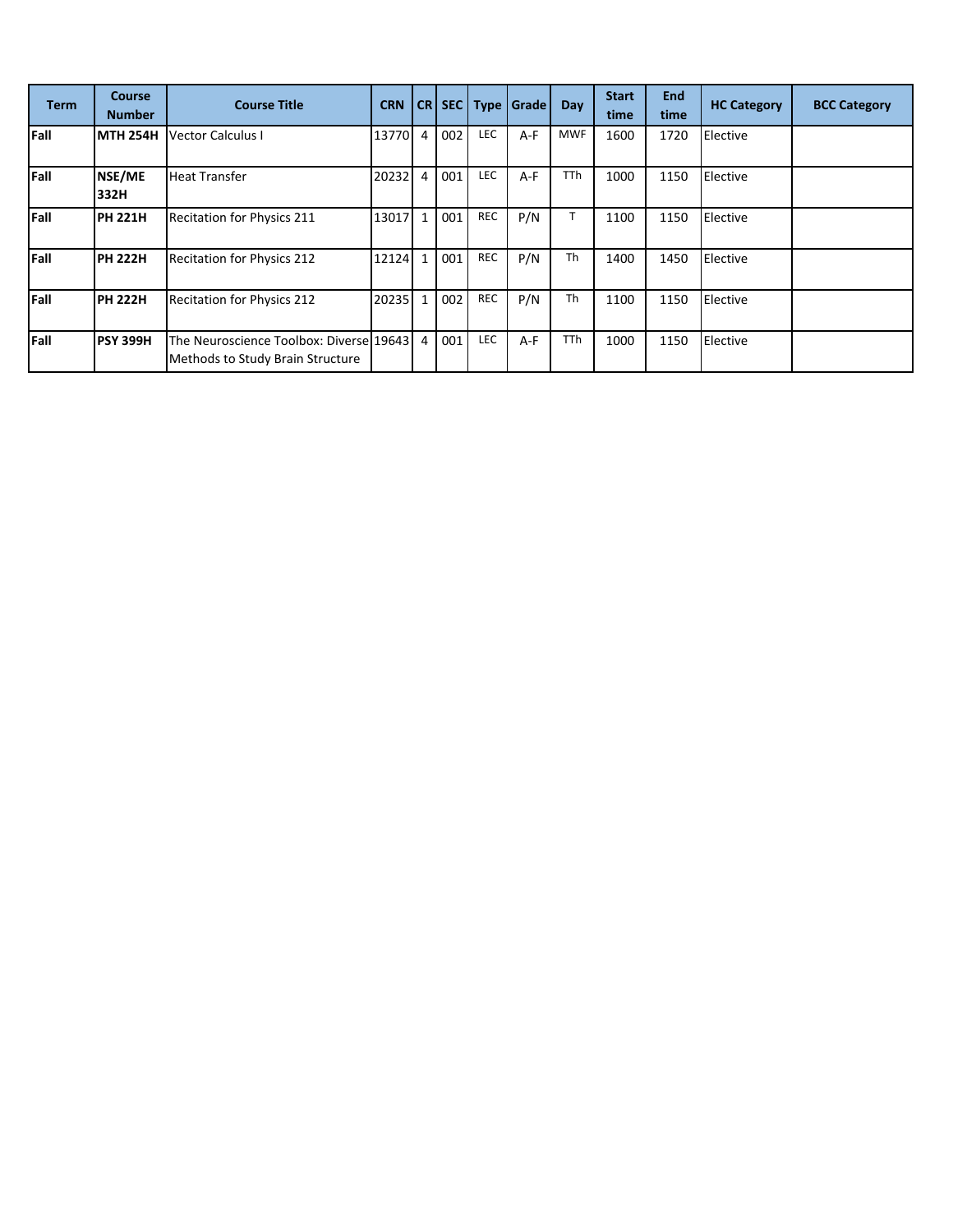| Term | Course Number | Course Title | CRN | CR | SEC | Type | Grade | Day | Start time | End time | HC Category | BCC Category |
|---|---|---|---|---|---|---|---|---|---|---|---|---|
| **Fall** | **MTH 254H** | Vector Calculus I | 13770 | 4 | 002 | LEC | A-F | MWF | 1600 | 1720 | Elective | |
| **Fall** | **NSE/ME 332H** | Heat Transfer | 20232 | 4 | 001 | LEC | A-F | TTh | 1000 | 1150 | Elective | |
| **Fall** | **PH 221H** | Recitation for Physics 211 | 13017 | 1 | 001 | REC | P/N | T | 1100 | 1150 | Elective | |
| **Fall** | **PH 222H** | Recitation for Physics 212 | 12124 | 1 | 001 | REC | P/N | Th | 1400 | 1450 | Elective | |
| **Fall** | **PH 222H** | Recitation for Physics 212 | 20235 | 1 | 002 | REC | P/N | Th | 1100 | 1150 | Elective | |
| **Fall** | **PSY 399H** | The Neuroscience Toolbox: Diverse Methods to Study Brain Structure | 19643 | 4 | 001 | LEC | A-F | TTh | 1000 | 1150 | Elective | |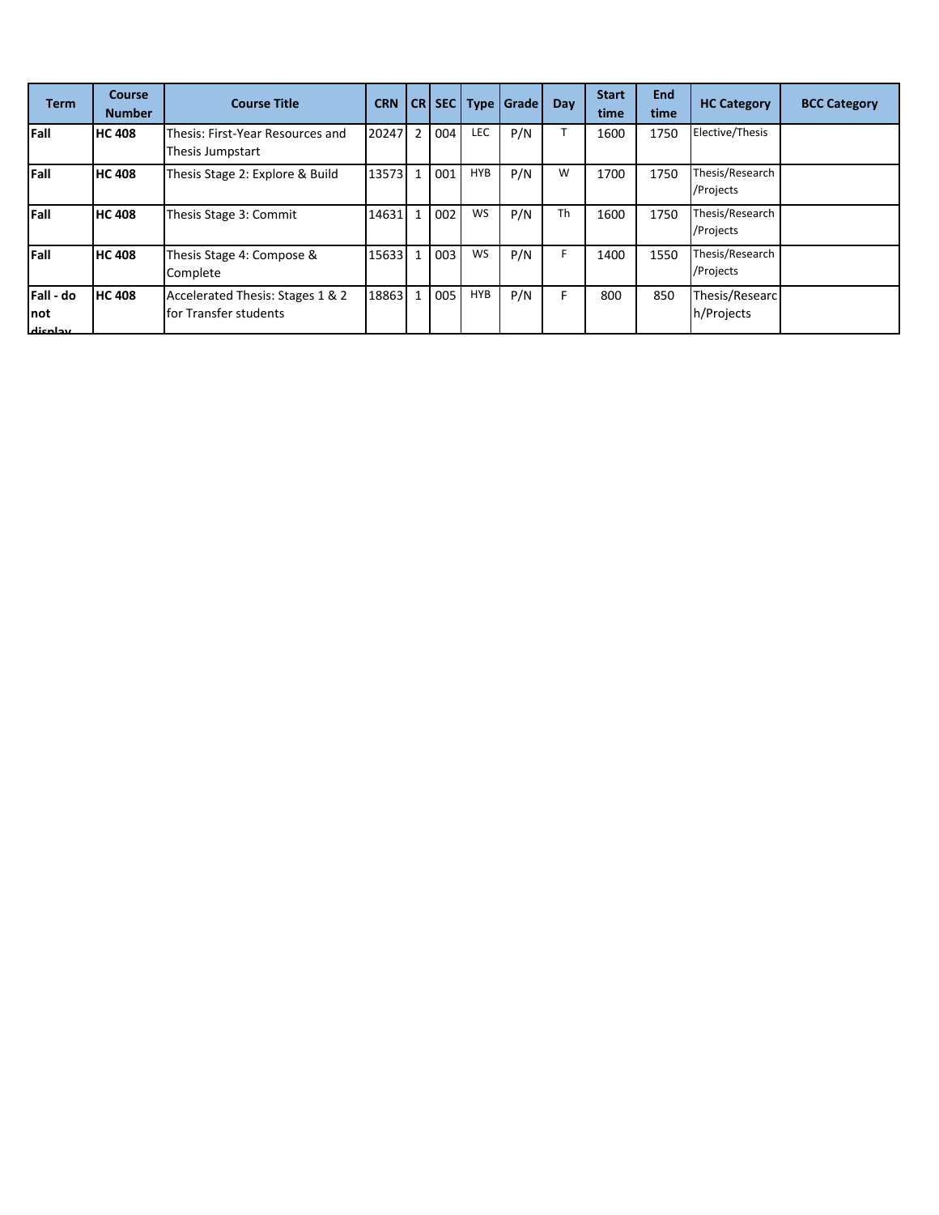| Term | Course Number | Course Title | CRN | CR | SEC | Type | Grade | Day | Start time | End time | HC Category | BCC Category |
| --- | --- | --- | --- | --- | --- | --- | --- | --- | --- | --- | --- | --- |
| **Fall** | **HC 408** | Thesis: First-Year Resources and Thesis Jumpstart | 20247 | 2 | 004 | LEC | P/N | T | 1600 | 1750 | Elective/Thesis | |
| **Fall** | **HC 408** | Thesis Stage 2: Explore & Build | 13573 | 1 | 001 | HYB | P/N | W | 1700 | 1750 | Thesis/Research/Projects | |
| **Fall** | **HC 408** | Thesis Stage 3: Commit | 14631 | 1 | 002 | WS | P/N | Th | 1600 | 1750 | Thesis/Research/Projects | |
| **Fall** | **HC 408** | Thesis Stage 4: Compose & Complete | 15633 | 1 | 003 | WS | P/N | F | 1400 | 1550 | Thesis/Research/Projects | |
| **Fall - do not display** | **HC 408** | Accelerated Thesis: Stages 1 & 2 for Transfer students | 18863 | 1 | 005 | HYB | P/N | F | 800 | 850 | Thesis/Research/Projects | |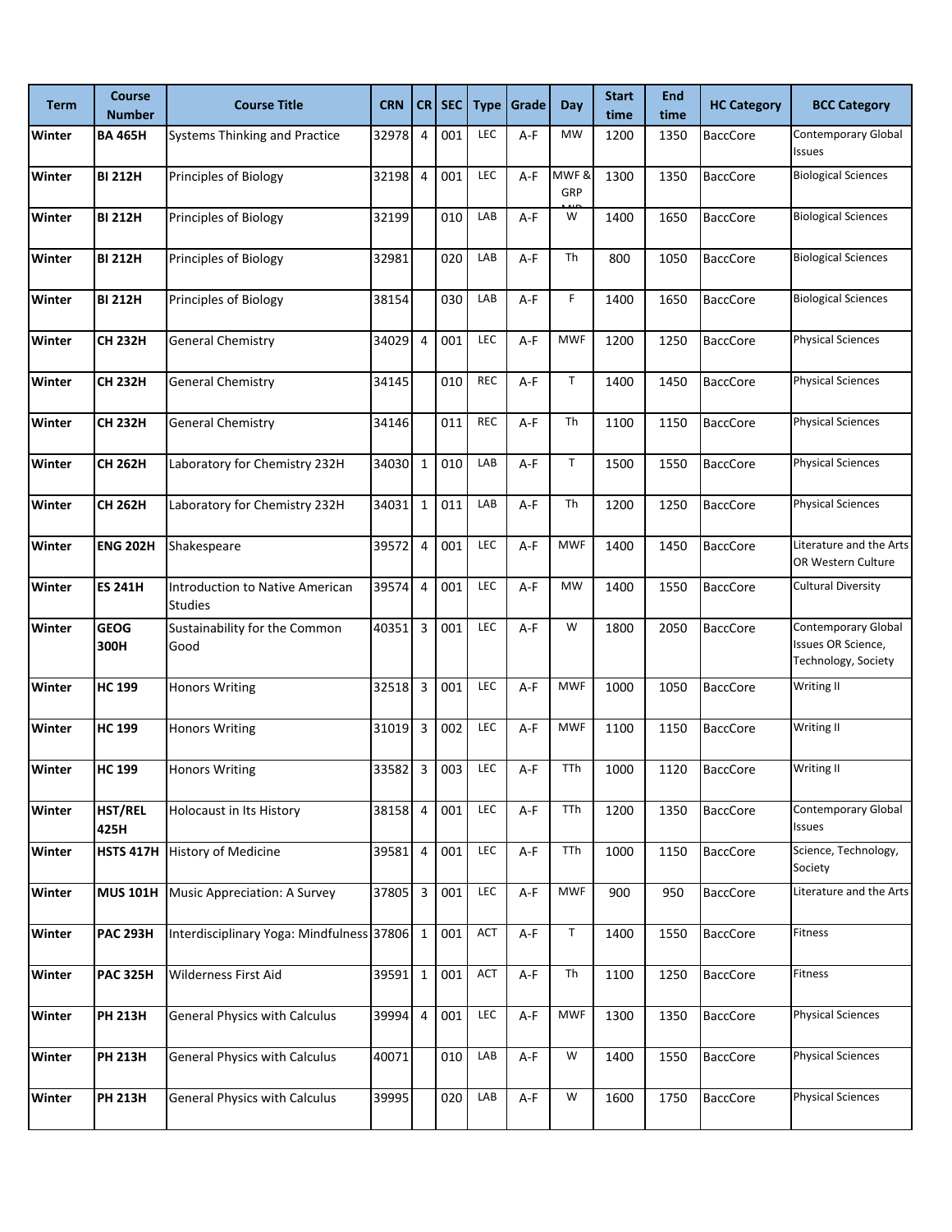| Term | Course Number | Course Title | CRN | CR | SEC | Type | Grade | Day | Start time | End time | HC Category | BCC Category |
|---|---|---|---|---|---|---|---|---|---|---|---|---|
| **Winter** | **BA 465H** | Systems Thinking and Practice | 32978 | 4 | 001 | LEC | A-F | MW | 1200 | 1350 | BaccCore | Contemporary Global Issues |
| **Winter** | **BI 212H** | Principles of Biology | 32198 | 4 | 001 | LEC | A-F | MWF & GRP MID | 1300 | 1350 | BaccCore | Biological Sciences |
| **Winter** | **BI 212H** | Principles of Biology | 32199 | | 010 | LAB | A-F | W | 1400 | 1650 | BaccCore | Biological Sciences |
| **Winter** | **BI 212H** | Principles of Biology | 32981 | | 020 | LAB | A-F | Th | 800 | 1050 | BaccCore | Biological Sciences |
| **Winter** | **BI 212H** | Principles of Biology | 38154 | | 030 | LAB | A-F | F | 1400 | 1650 | BaccCore | Biological Sciences |
| **Winter** | **CH 232H** | General Chemistry | 34029 | 4 | 001 | LEC | A-F | MWF | 1200 | 1250 | BaccCore | Physical Sciences |
| **Winter** | **CH 232H** | General Chemistry | 34145 | | 010 | REC | A-F | T | 1400 | 1450 | BaccCore | Physical Sciences |
| **Winter** | **CH 232H** | General Chemistry | 34146 | | 011 | REC | A-F | Th | 1100 | 1150 | BaccCore | Physical Sciences |
| **Winter** | **CH 262H** | Laboratory for Chemistry 232H | 34030 | 1 | 010 | LAB | A-F | T | 1500 | 1550 | BaccCore | Physical Sciences |
| **Winter** | **CH 262H** | Laboratory for Chemistry 232H | 34031 | 1 | 011 | LAB | A-F | Th | 1200 | 1250 | BaccCore | Physical Sciences |
| **Winter** | **ENG 202H** | Shakespeare | 39572 | 4 | 001 | LEC | A-F | MWF | 1400 | 1450 | BaccCore | Literature and the Arts OR Western Culture |
| **Winter** | **ES 241H** | Introduction to Native American Studies | 39574 | 4 | 001 | LEC | A-F | MW | 1400 | 1550 | BaccCore | Cultural Diversity |
| **Winter** | **GEOG 300H** | Sustainability for the Common Good | 40351 | 3 | 001 | LEC | A-F | W | 1800 | 2050 | BaccCore | Contemporary Global Issues OR Science, Technology, Society |
| **Winter** | **HC 199** | Honors Writing | 32518 | 3 | 001 | LEC | A-F | MWF | 1000 | 1050 | BaccCore | Writing II |
| **Winter** | **HC 199** | Honors Writing | 31019 | 3 | 002 | LEC | A-F | MWF | 1100 | 1150 | BaccCore | Writing II |
| **Winter** | **HC 199** | Honors Writing | 33582 | 3 | 003 | LEC | A-F | TTh | 1000 | 1120 | BaccCore | Writing II |
| **Winter** | **HST/REL 425H** | Holocaust in Its History | 38158 | 4 | 001 | LEC | A-F | TTh | 1200 | 1350 | BaccCore | Contemporary Global Issues |
| **Winter** | **HSTS 417H** | History of Medicine | 39581 | 4 | 001 | LEC | A-F | TTh | 1000 | 1150 | BaccCore | Science, Technology, Society |
| **Winter** | **MUS 101H** | Music Appreciation: A Survey | 37805 | 3 | 001 | LEC | A-F | MWF | 900 | 950 | BaccCore | Literature and the Arts |
| **Winter** | **PAC 293H** | Interdisciplinary Yoga: Mindfulness | 37806 | 1 | 001 | ACT | A-F | T | 1400 | 1550 | BaccCore | Fitness |
| **Winter** | **PAC 325H** | Wilderness First Aid | 39591 | 1 | 001 | ACT | A-F | Th | 1100 | 1250 | BaccCore | Fitness |
| **Winter** | **PH 213H** | General Physics with Calculus | 39994 | 4 | 001 | LEC | A-F | MWF | 1300 | 1350 | BaccCore | Physical Sciences |
| **Winter** | **PH 213H** | General Physics with Calculus | 40071 | | 010 | LAB | A-F | W | 1400 | 1550 | BaccCore | Physical Sciences |
| **Winter** | **PH 213H** | General Physics with Calculus | 39995 | | 020 | LAB | A-F | W | 1600 | 1750 | BaccCore | Physical Sciences |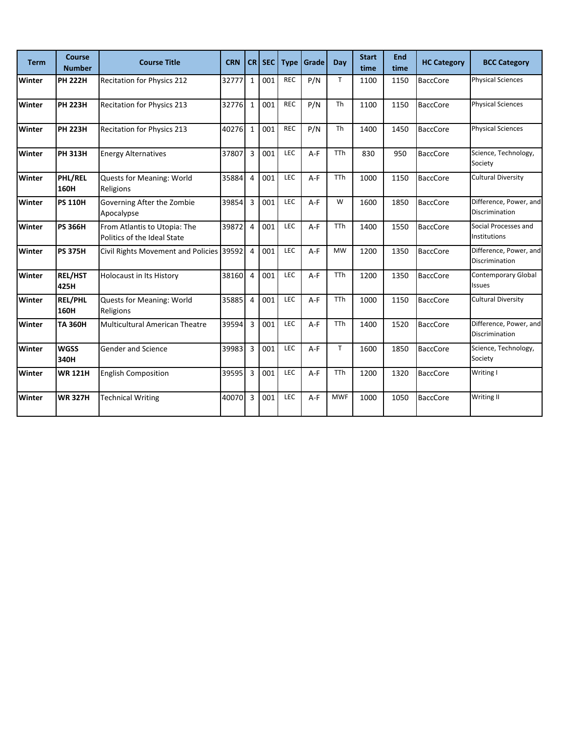| Term | Course Number | Course Title | CRN | CR | SEC | Type | Grade | Day | Start time | End time | HC Category | BCC Category |
|---|---|---|---|---|---|---|---|---|---|---|---|---|
| **Winter** | **PH 222H** | Recitation for Physics 212 | 32777 | 1 | 001 | REC | P/N | T | 1100 | 1150 | BaccCore | Physical Sciences |
| **Winter** | **PH 223H** | Recitation for Physics 213 | 32776 | 1 | 001 | REC | P/N | Th | 1100 | 1150 | BaccCore | Physical Sciences |
| **Winter** | **PH 223H** | Recitation for Physics 213 | 40276 | 1 | 001 | REC | P/N | Th | 1400 | 1450 | BaccCore | Physical Sciences |
| **Winter** | **PH 313H** | Energy Alternatives | 37807 | 3 | 001 | LEC | A-F | TTh | 830 | 950 | BaccCore | Science, Technology, Society |
| **Winter** | **PHL/REL 160H** | Quests for Meaning: World Religions | 35884 | 4 | 001 | LEC | A-F | TTh | 1000 | 1150 | BaccCore | Cultural Diversity |
| **Winter** | **PS 110H** | Governing After the Zombie Apocalypse | 39854 | 3 | 001 | LEC | A-F | W | 1600 | 1850 | BaccCore | Difference, Power, and Discrimination |
| **Winter** | **PS 366H** | From Atlantis to Utopia: The Politics of the Ideal State | 39872 | 4 | 001 | LEC | A-F | TTh | 1400 | 1550 | BaccCore | Social Processes and Institutions |
| **Winter** | **PS 375H** | Civil Rights Movement and Policies | 39592 | 4 | 001 | LEC | A-F | MW | 1200 | 1350 | BaccCore | Difference, Power, and Discrimination |
| **Winter** | **REL/HST 425H** | Holocaust in Its History | 38160 | 4 | 001 | LEC | A-F | TTh | 1200 | 1350 | BaccCore | Contemporary Global Issues |
| **Winter** | **REL/PHL 160H** | Quests for Meaning: World Religions | 35885 | 4 | 001 | LEC | A-F | TTh | 1000 | 1150 | BaccCore | Cultural Diversity |
| **Winter** | **TA 360H** | Multicultural American Theatre | 39594 | 3 | 001 | LEC | A-F | TTh | 1400 | 1520 | BaccCore | Difference, Power, and Discrimination |
| **Winter** | **WGSS 340H** | Gender and Science | 39983 | 3 | 001 | LEC | A-F | T | 1600 | 1850 | BaccCore | Science, Technology, Society |
| **Winter** | **WR 121H** | English Composition | 39595 | 3 | 001 | LEC | A-F | TTh | 1200 | 1320 | BaccCore | Writing I |
| **Winter** | **WR 327H** | Technical Writing | 40070 | 3 | 001 | LEC | A-F | MWF | 1000 | 1050 | BaccCore | Writing II |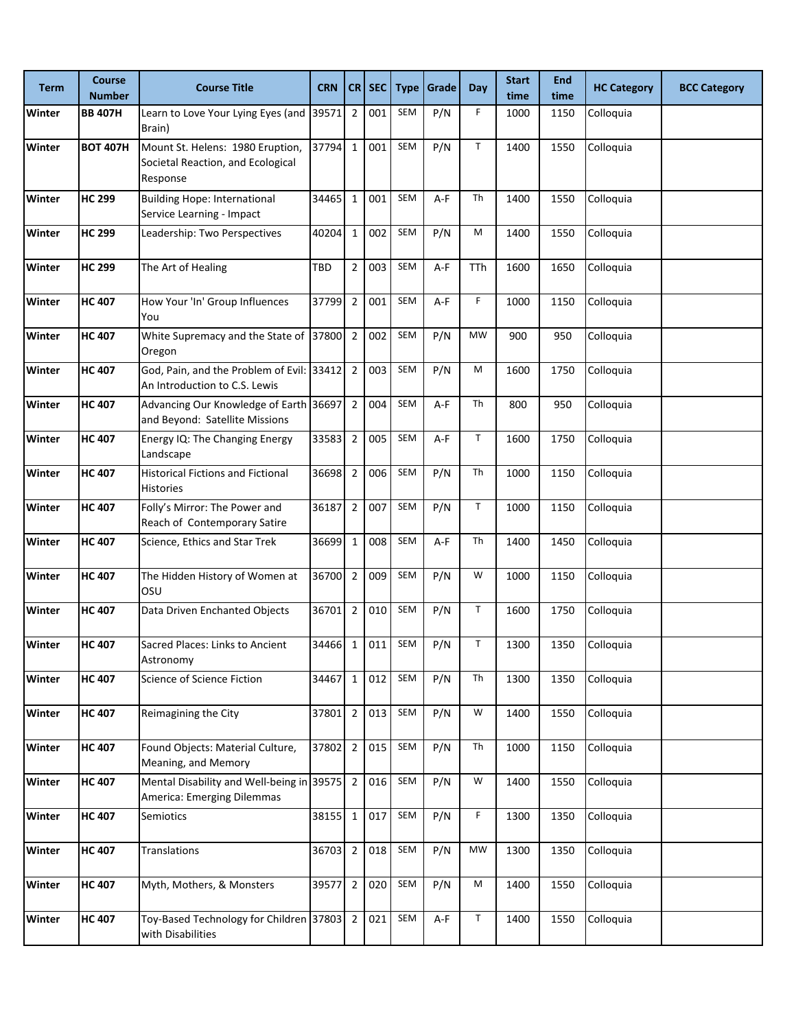| Term | Course Number | Course Title | CRN | CR | SEC | Type | Grade | Day | Start time | End time | HC Category | BCC Category |
|---|---|---|---|---|---|---|---|---|---|---|---|---|
| **Winter** | **BB 407H** | Learn to Love Your Lying Eyes (and Brain) | 39571 | 2 | 001 | SEM | P/N | F | 1000 | 1150 | Colloquia | |
| **Winter** | **BOT 407H** | Mount St. Helens: 1980 Eruption, Societal Reaction, and Ecological Response | 37794 | 1 | 001 | SEM | P/N | T | 1400 | 1550 | Colloquia | |
| **Winter** | **HC 299** | Building Hope: International Service Learning - Impact | 34465 | 1 | 001 | SEM | A-F | Th | 1400 | 1550 | Colloquia | |
| **Winter** | **HC 299** | Leadership: Two Perspectives | 40204 | 1 | 002 | SEM | P/N | M | 1400 | 1550 | Colloquia | |
| **Winter** | **HC 299** | The Art of Healing | TBD | 2 | 003 | SEM | A-F | TTh | 1600 | 1650 | Colloquia | |
| **Winter** | **HC 407** | How Your 'In' Group Influences You | 37799 | 2 | 001 | SEM | A-F | F | 1000 | 1150 | Colloquia | |
| **Winter** | **HC 407** | White Supremacy and the State of Oregon | 37800 | 2 | 002 | SEM | P/N | MW | 900 | 950 | Colloquia | |
| **Winter** | **HC 407** | God, Pain, and the Problem of Evil: An Introduction to C.S. Lewis | 33412 | 2 | 003 | SEM | P/N | M | 1600 | 1750 | Colloquia | |
| **Winter** | **HC 407** | Advancing Our Knowledge of Earth and Beyond: Satellite Missions | 36697 | 2 | 004 | SEM | A-F | Th | 800 | 950 | Colloquia | |
| **Winter** | **HC 407** | Energy IQ: The Changing Energy Landscape | 33583 | 2 | 005 | SEM | A-F | T | 1600 | 1750 | Colloquia | |
| **Winter** | **HC 407** | Historical Fictions and Fictional Histories | 36698 | 2 | 006 | SEM | P/N | Th | 1000 | 1150 | Colloquia | |
| **Winter** | **HC 407** | Folly's Mirror: The Power and Reach of Contemporary Satire | 36187 | 2 | 007 | SEM | P/N | T | 1000 | 1150 | Colloquia | |
| **Winter** | **HC 407** | Science, Ethics and Star Trek | 36699 | 1 | 008 | SEM | A-F | Th | 1400 | 1450 | Colloquia | |
| **Winter** | **HC 407** | The Hidden History of Women at OSU | 36700 | 2 | 009 | SEM | P/N | W | 1000 | 1150 | Colloquia | |
| **Winter** | **HC 407** | Data Driven Enchanted Objects | 36701 | 2 | 010 | SEM | P/N | T | 1600 | 1750 | Colloquia | |
| **Winter** | **HC 407** | Sacred Places: Links to Ancient Astronomy | 34466 | 1 | 011 | SEM | P/N | T | 1300 | 1350 | Colloquia | |
| **Winter** | **HC 407** | Science of Science Fiction | 34467 | 1 | 012 | SEM | P/N | Th | 1300 | 1350 | Colloquia | |
| **Winter** | **HC 407** | Reimagining the City | 37801 | 2 | 013 | SEM | P/N | W | 1400 | 1550 | Colloquia | |
| **Winter** | **HC 407** | Found Objects: Material Culture, Meaning, and Memory | 37802 | 2 | 015 | SEM | P/N | Th | 1000 | 1150 | Colloquia | |
| **Winter** | **HC 407** | Mental Disability and Well-being in America: Emerging Dilemmas | 39575 | 2 | 016 | SEM | P/N | W | 1400 | 1550 | Colloquia | |
| **Winter** | **HC 407** | Semiotics | 38155 | 1 | 017 | SEM | P/N | F | 1300 | 1350 | Colloquia | |
| **Winter** | **HC 407** | Translations | 36703 | 2 | 018 | SEM | P/N | MW | 1300 | 1350 | Colloquia | |
| **Winter** | **HC 407** | Myth, Mothers, & Monsters | 39577 | 2 | 020 | SEM | P/N | M | 1400 | 1550 | Colloquia | |
| **Winter** | **HC 407** | Toy-Based Technology for Children with Disabilities | 37803 | 2 | 021 | SEM | A-F | T | 1400 | 1550 | Colloquia | |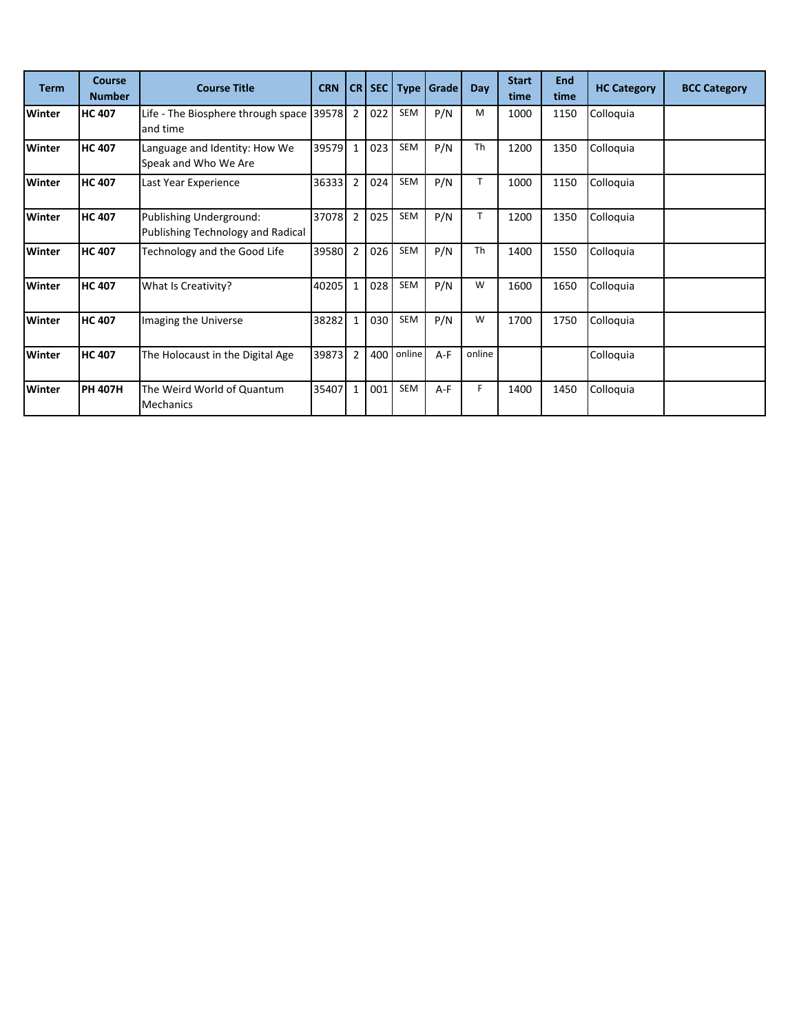| Term | Course Number | Course Title | CRN | CR | SEC | Type | Grade | Day | Start time | End time | HC Category | BCC Category |
|---|---|---|---|---|---|---|---|---|---|---|---|---|
| **Winter** | **HC 407** | Life - The Biosphere through space and time | 39578 | 2 | 022 | SEM | P/N | M | 1000 | 1150 | Colloquia | |
| **Winter** | **HC 407** | Language and Identity: How We Speak and Who We Are | 39579 | 1 | 023 | SEM | P/N | Th | 1200 | 1350 | Colloquia | |
| **Winter** | **HC 407** | Last Year Experience | 36333 | 2 | 024 | SEM | P/N | T | 1000 | 1150 | Colloquia | |
| **Winter** | **HC 407** | Publishing Underground: Publishing Technology and Radical | 37078 | 2 | 025 | SEM | P/N | T | 1200 | 1350 | Colloquia | |
| **Winter** | **HC 407** | Technology and the Good Life | 39580 | 2 | 026 | SEM | P/N | Th | 1400 | 1550 | Colloquia | |
| **Winter** | **HC 407** | What Is Creativity? | 40205 | 1 | 028 | SEM | P/N | W | 1600 | 1650 | Colloquia | |
| **Winter** | **HC 407** | Imaging the Universe | 38282 | 1 | 030 | SEM | P/N | W | 1700 | 1750 | Colloquia | |
| **Winter** | **HC 407** | The Holocaust in the Digital Age | 39873 | 2 | 400 | online | A-F | online | | | Colloquia | |
| **Winter** | **PH 407H** | The Weird World of Quantum Mechanics | 35407 | 1 | 001 | SEM | A-F | F | 1400 | 1450 | Colloquia | |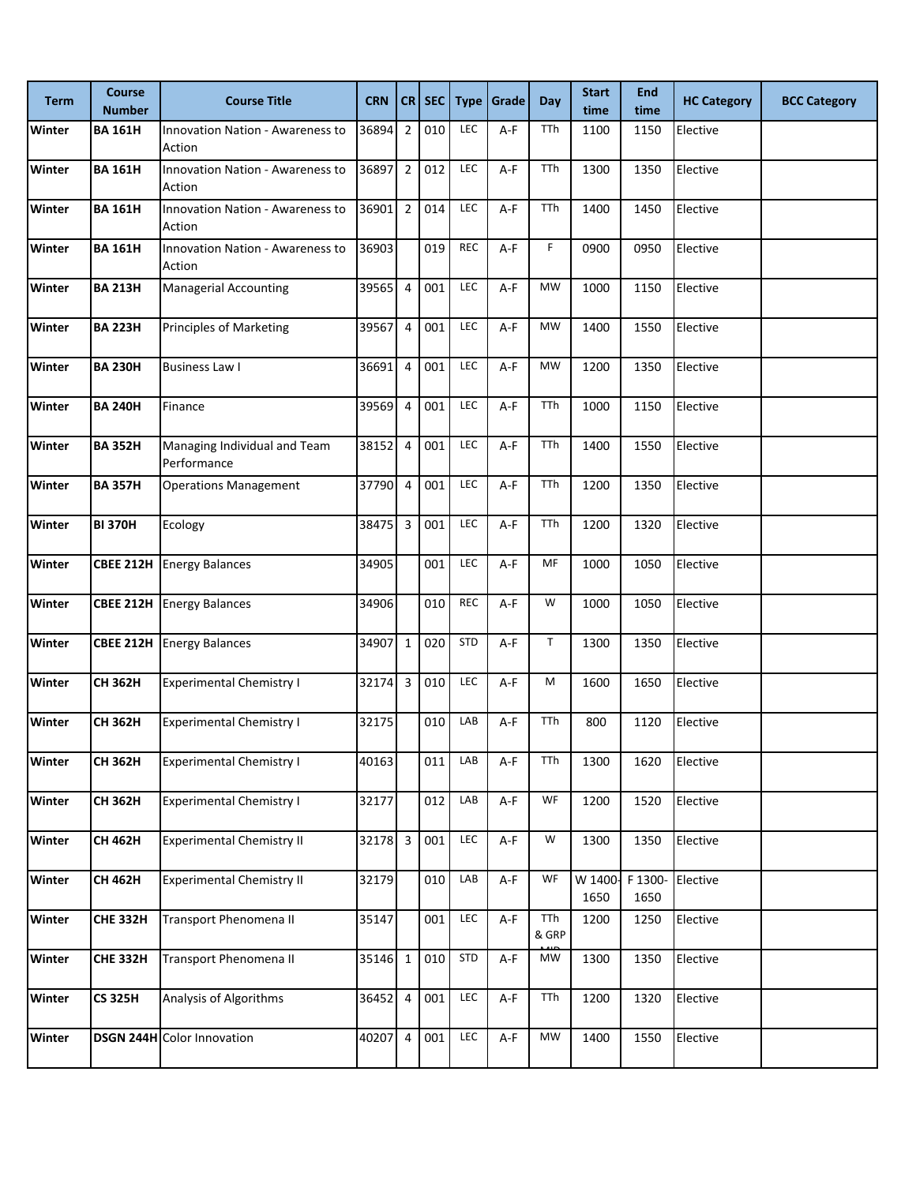| Term | Course Number | Course Title | CRN | CR | SEC | Type | Grade | Day | Start time | End time | HC Category | BCC Category |
|---|---|---|---|---|---|---|---|---|---|---|---|---|
| **Winter** | **BA 161H** | Innovation Nation - Awareness to Action | 36894 | 2 | 010 | LEC | A-F | TTh | 1100 | 1150 | Elective | |
| **Winter** | **BA 161H** | Innovation Nation - Awareness to Action | 36897 | 2 | 012 | LEC | A-F | TTh | 1300 | 1350 | Elective | |
| **Winter** | **BA 161H** | Innovation Nation - Awareness to Action | 36901 | 2 | 014 | LEC | A-F | TTh | 1400 | 1450 | Elective | |
| **Winter** | **BA 161H** | Innovation Nation - Awareness to Action | 36903 | | 019 | REC | A-F | F | 0900 | 0950 | Elective | |
| **Winter** | **BA 213H** | Managerial Accounting | 39565 | 4 | 001 | LEC | A-F | MW | 1000 | 1150 | Elective | |
| **Winter** | **BA 223H** | Principles of Marketing | 39567 | 4 | 001 | LEC | A-F | MW | 1400 | 1550 | Elective | |
| **Winter** | **BA 230H** | Business Law I | 36691 | 4 | 001 | LEC | A-F | MW | 1200 | 1350 | Elective | |
| **Winter** | **BA 240H** | Finance | 39569 | 4 | 001 | LEC | A-F | TTh | 1000 | 1150 | Elective | |
| **Winter** | **BA 352H** | Managing Individual and Team Performance | 38152 | 4 | 001 | LEC | A-F | TTh | 1400 | 1550 | Elective | |
| **Winter** | **BA 357H** | Operations Management | 37790 | 4 | 001 | LEC | A-F | TTh | 1200 | 1350 | Elective | |
| **Winter** | **BI 370H** | Ecology | 38475 | 3 | 001 | LEC | A-F | TTh | 1200 | 1320 | Elective | |
| **Winter** | **CBEE 212H** | Energy Balances | 34905 | | 001 | LEC | A-F | MF | 1000 | 1050 | Elective | |
| **Winter** | **CBEE 212H** | Energy Balances | 34906 | | 010 | REC | A-F | W | 1000 | 1050 | Elective | |
| **Winter** | **CBEE 212H** | Energy Balances | 34907 | 1 | 020 | STD | A-F | T | 1300 | 1350 | Elective | |
| **Winter** | **CH 362H** | Experimental Chemistry I | 32174 | 3 | 010 | LEC | A-F | M | 1600 | 1650 | Elective | |
| **Winter** | **CH 362H** | Experimental Chemistry I | 32175 | | 010 | LAB | A-F | TTh | 800 | 1120 | Elective | |
| **Winter** | **CH 362H** | Experimental Chemistry I | 40163 | | 011 | LAB | A-F | TTh | 1300 | 1620 | Elective | |
| **Winter** | **CH 362H** | Experimental Chemistry I | 32177 | | 012 | LAB | A-F | WF | 1200 | 1520 | Elective | |
| **Winter** | **CH 462H** | Experimental Chemistry II | 32178 | 3 | 001 | LEC | A-F | W | 1300 | 1350 | Elective | |
| **Winter** | **CH 462H** | Experimental Chemistry II | 32179 | | 010 | LAB | A-F | WF | W 1400-1650 | F 1300-1650 | Elective | |
| **Winter** | **CHE 332H** | Transport Phenomena II | 35147 | | 001 | LEC | A-F | TTh & GRP MID | 1200 | 1250 | Elective | |
| **Winter** | **CHE 332H** | Transport Phenomena II | 35146 | 1 | 010 | STD | A-F | MW | 1300 | 1350 | Elective | |
| **Winter** | **CS 325H** | Analysis of Algorithms | 36452 | 4 | 001 | LEC | A-F | TTh | 1200 | 1320 | Elective | |
| **Winter** | **DSGN 244H** | Color Innovation | 40207 | 4 | 001 | LEC | A-F | MW | 1400 | 1550 | Elective | |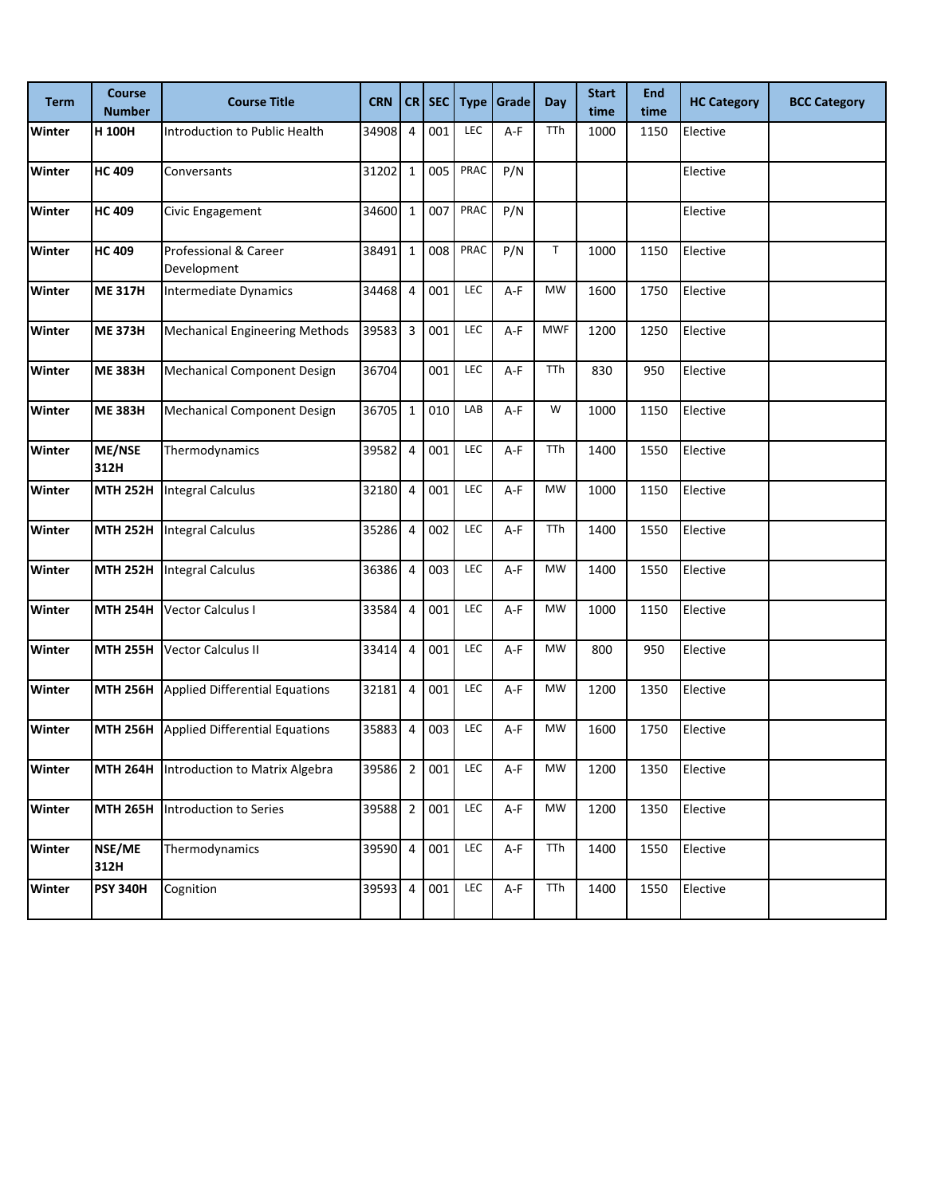| Term | Course Number | Course Title | CRN | CR | SEC | Type | Grade | Day | Start time | End time | HC Category | BCC Category |
|---|---|---|---|---|---|---|---|---|---|---|---|---|
| **Winter** | **H 100H** | Introduction to Public Health | 34908 | 4 | 001 | LEC | A-F | TTh | 1000 | 1150 | Elective | |
| **Winter** | **HC 409** | Conversants | 31202 | 1 | 005 | PRAC | P/N | | | | Elective | |
| **Winter** | **HC 409** | Civic Engagement | 34600 | 1 | 007 | PRAC | P/N | | | | Elective | |
| **Winter** | **HC 409** | Professional & Career Development | 38491 | 1 | 008 | PRAC | P/N | T | 1000 | 1150 | Elective | |
| **Winter** | **ME 317H** | Intermediate Dynamics | 34468 | 4 | 001 | LEC | A-F | MW | 1600 | 1750 | Elective | |
| **Winter** | **ME 373H** | Mechanical Engineering Methods | 39583 | 3 | 001 | LEC | A-F | MWF | 1200 | 1250 | Elective | |
| **Winter** | **ME 383H** | Mechanical Component Design | 36704 | | 001 | LEC | A-F | TTh | 830 | 950 | Elective | |
| **Winter** | **ME 383H** | Mechanical Component Design | 36705 | 1 | 010 | LAB | A-F | W | 1000 | 1150 | Elective | |
| **Winter** | **ME/NSE 312H** | Thermodynamics | 39582 | 4 | 001 | LEC | A-F | TTh | 1400 | 1550 | Elective | |
| **Winter** | **MTH 252H** | Integral Calculus | 32180 | 4 | 001 | LEC | A-F | MW | 1000 | 1150 | Elective | |
| **Winter** | **MTH 252H** | Integral Calculus | 35286 | 4 | 002 | LEC | A-F | TTh | 1400 | 1550 | Elective | |
| **Winter** | **MTH 252H** | Integral Calculus | 36386 | 4 | 003 | LEC | A-F | MW | 1400 | 1550 | Elective | |
| **Winter** | **MTH 254H** | Vector Calculus I | 33584 | 4 | 001 | LEC | A-F | MW | 1000 | 1150 | Elective | |
| **Winter** | **MTH 255H** | Vector Calculus II | 33414 | 4 | 001 | LEC | A-F | MW | 800 | 950 | Elective | |
| **Winter** | **MTH 256H** | Applied Differential Equations | 32181 | 4 | 001 | LEC | A-F | MW | 1200 | 1350 | Elective | |
| **Winter** | **MTH 256H** | Applied Differential Equations | 35883 | 4 | 003 | LEC | A-F | MW | 1600 | 1750 | Elective | |
| **Winter** | **MTH 264H** | Introduction to Matrix Algebra | 39586 | 2 | 001 | LEC | A-F | MW | 1200 | 1350 | Elective | |
| **Winter** | **MTH 265H** | Introduction to Series | 39588 | 2 | 001 | LEC | A-F | MW | 1200 | 1350 | Elective | |
| **Winter** | **NSE/ME 312H** | Thermodynamics | 39590 | 4 | 001 | LEC | A-F | TTh | 1400 | 1550 | Elective | |
| **Winter** | **PSY 340H** | Cognition | 39593 | 4 | 001 | LEC | A-F | TTh | 1400 | 1550 | Elective | |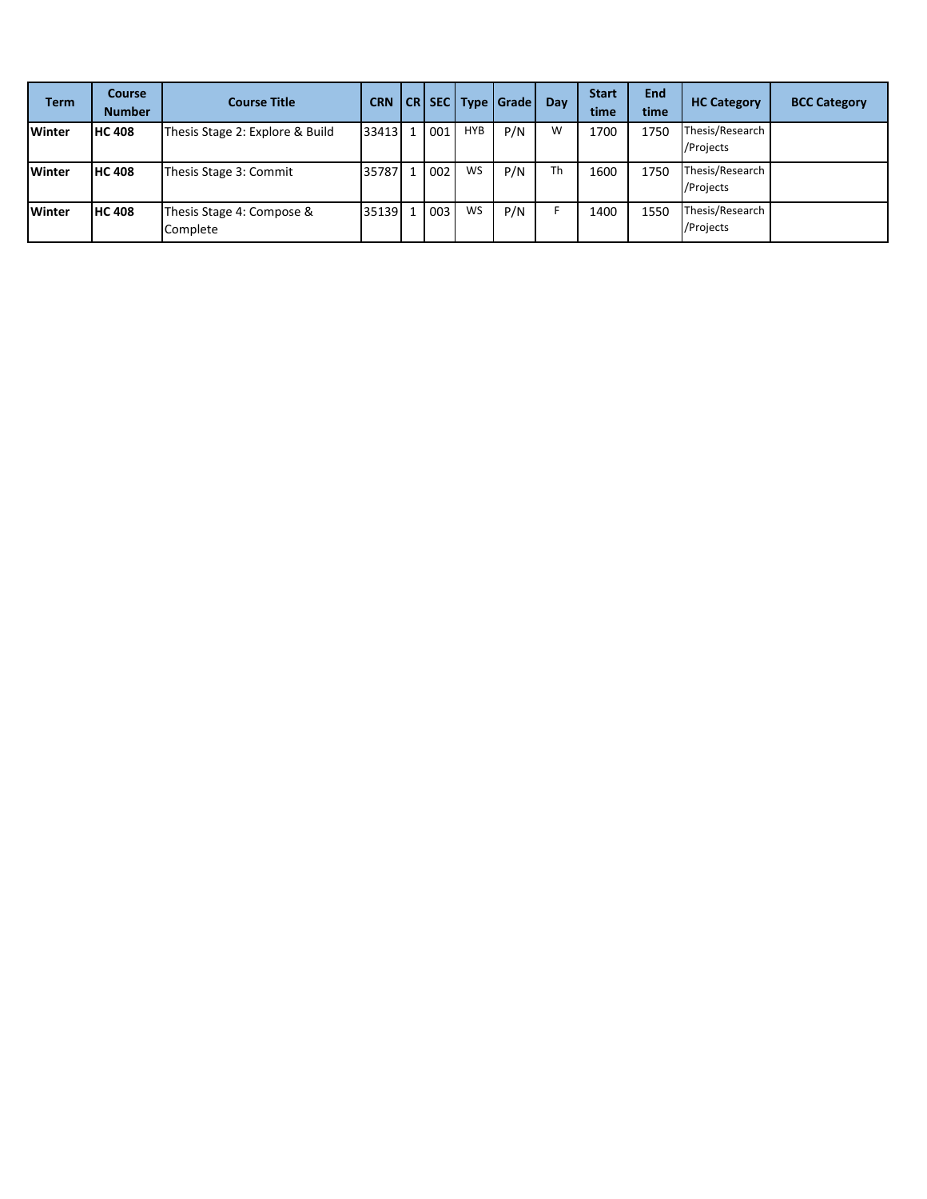| Term | Course Number | Course Title | CRN | CR | SEC | Type | Grade | Day | Start time | End time | HC Category | BCC Category |
| --- | --- | --- | --- | --- | --- | --- | --- | --- | --- | --- | --- | --- |
| **Winter** | **HC 408** | Thesis Stage 2: Explore & Build | 33413 | 1 | 001 | HYB | P/N | W | 1700 | 1750 | Thesis/Research /Projects | |
| **Winter** | **HC 408** | Thesis Stage 3: Commit | 35787 | 1 | 002 | WS | P/N | Th | 1600 | 1750 | Thesis/Research /Projects | |
| **Winter** | **HC 408** | Thesis Stage 4: Compose & Complete | 35139 | 1 | 003 | WS | P/N | F | 1400 | 1550 | Thesis/Research /Projects | |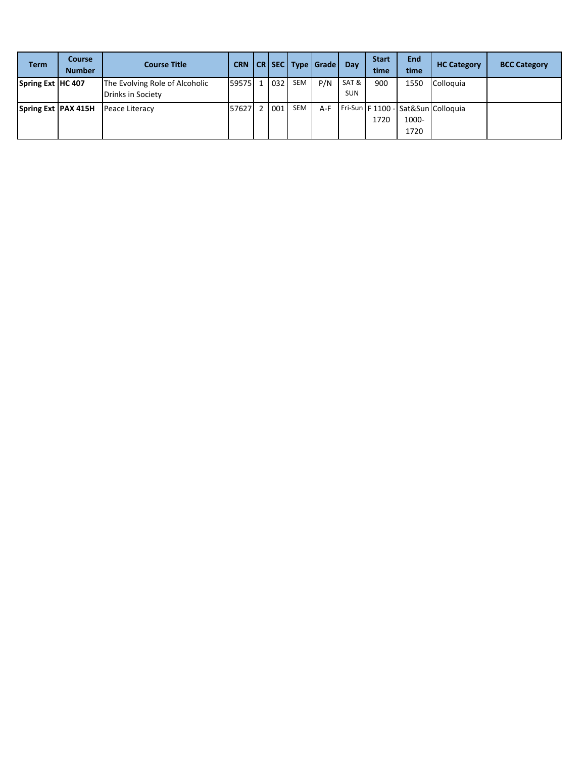| Term | Course Number | Course Title | CRN | CR | SEC | Type | Grade | Day | Start time | End time | HC Category | BCC Category |
| --- | --- | --- | --- | --- | --- | --- | --- | --- | --- | --- | --- | --- |
| **Spring Ext** | **HC 407** | The Evolving Role of Alcoholic Drinks in Society | 59575 | 1 | 032 | SEM | P/N | SAT & SUN | 900 | 1550 | Colloquia | |
| **Spring Ext** | **PAX 415H** | Peace Literacy | 57627 | 2 | 001 | SEM | A-F | Fri-Sun | F 1100 - 1720 | Sat&Sun 1000-1720 | Colloquia | |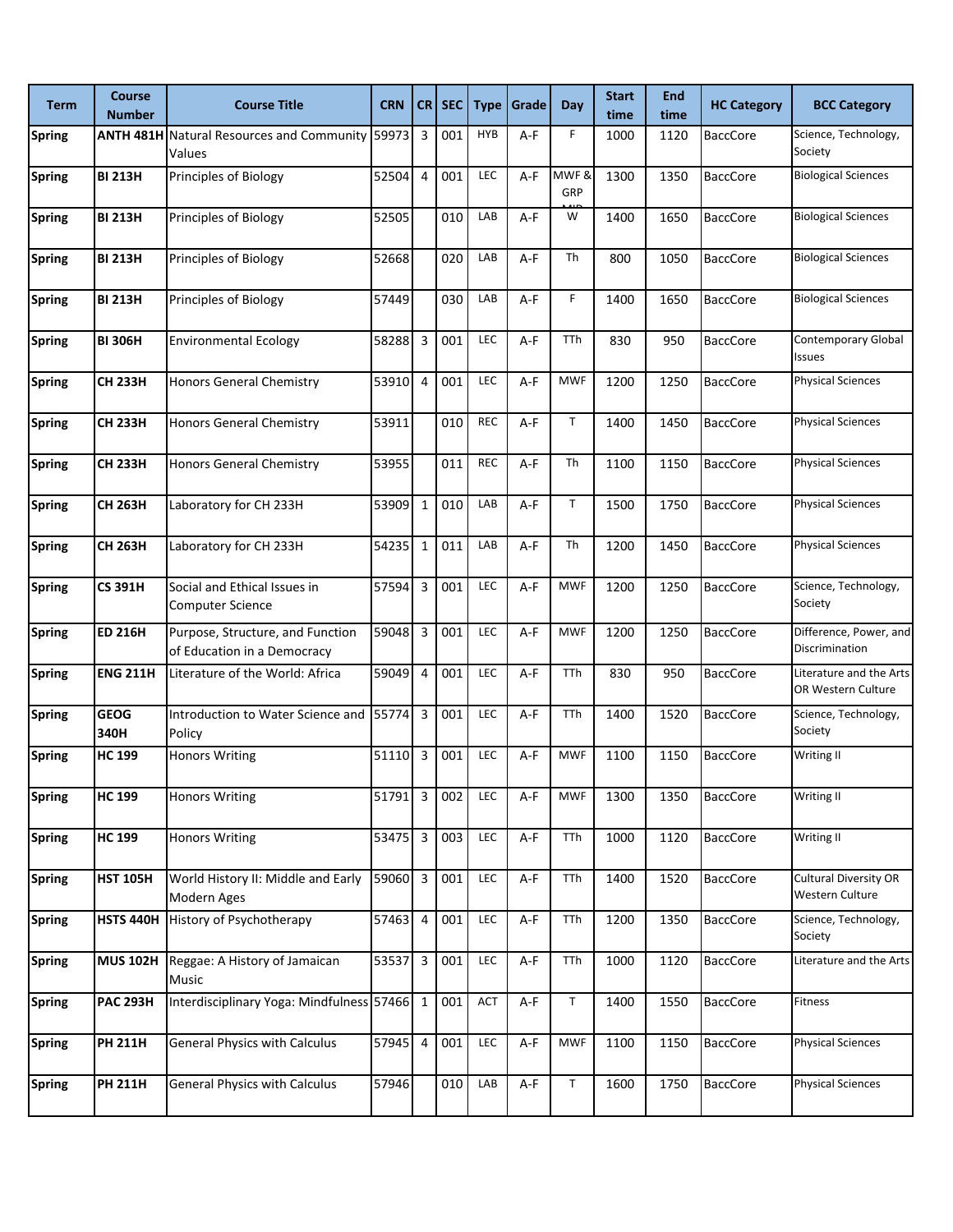| Term | Course Number | Course Title | CRN | CR | SEC | Type | Grade | Day | Start time | End time | HC Category | BCC Category |
|---|---|---|---|---|---|---|---|---|---|---|---|---|
| **Spring** | **ANTH 481H** | Natural Resources and Community Values | 59973 | 3 | 001 | HYB | A-F | F | 1000 | 1120 | BaccCore | Science, Technology, Society |
| **Spring** | **BI 213H** | Principles of Biology | 52504 | 4 | 001 | LEC | A-F | MWF & GRP MID | 1300 | 1350 | BaccCore | Biological Sciences |
| **Spring** | **BI 213H** | Principles of Biology | 52505 | | 010 | LAB | A-F | W | 1400 | 1650 | BaccCore | Biological Sciences |
| **Spring** | **BI 213H** | Principles of Biology | 52668 | | 020 | LAB | A-F | Th | 800 | 1050 | BaccCore | Biological Sciences |
| **Spring** | **BI 213H** | Principles of Biology | 57449 | | 030 | LAB | A-F | F | 1400 | 1650 | BaccCore | Biological Sciences |
| **Spring** | **BI 306H** | Environmental Ecology | 58288 | 3 | 001 | LEC | A-F | TTh | 830 | 950 | BaccCore | Contemporary Global Issues |
| **Spring** | **CH 233H** | Honors General Chemistry | 53910 | 4 | 001 | LEC | A-F | MWF | 1200 | 1250 | BaccCore | Physical Sciences |
| **Spring** | **CH 233H** | Honors General Chemistry | 53911 | | 010 | REC | A-F | T | 1400 | 1450 | BaccCore | Physical Sciences |
| **Spring** | **CH 233H** | Honors General Chemistry | 53955 | | 011 | REC | A-F | Th | 1100 | 1150 | BaccCore | Physical Sciences |
| **Spring** | **CH 263H** | Laboratory for CH 233H | 53909 | 1 | 010 | LAB | A-F | T | 1500 | 1750 | BaccCore | Physical Sciences |
| **Spring** | **CH 263H** | Laboratory for CH 233H | 54235 | 1 | 011 | LAB | A-F | Th | 1200 | 1450 | BaccCore | Physical Sciences |
| **Spring** | **CS 391H** | Social and Ethical Issues in Computer Science | 57594 | 3 | 001 | LEC | A-F | MWF | 1200 | 1250 | BaccCore | Science, Technology, Society |
| **Spring** | **ED 216H** | Purpose, Structure, and Function of Education in a Democracy | 59048 | 3 | 001 | LEC | A-F | MWF | 1200 | 1250 | BaccCore | Difference, Power, and Discrimination |
| **Spring** | **ENG 211H** | Literature of the World: Africa | 59049 | 4 | 001 | LEC | A-F | TTh | 830 | 950 | BaccCore | Literature and the Arts OR Western Culture |
| **Spring** | **GEOG 340H** | Introduction to Water Science and Policy | 55774 | 3 | 001 | LEC | A-F | TTh | 1400 | 1520 | BaccCore | Science, Technology, Society |
| **Spring** | **HC 199** | Honors Writing | 51110 | 3 | 001 | LEC | A-F | MWF | 1100 | 1150 | BaccCore | Writing II |
| **Spring** | **HC 199** | Honors Writing | 51791 | 3 | 002 | LEC | A-F | MWF | 1300 | 1350 | BaccCore | Writing II |
| **Spring** | **HC 199** | Honors Writing | 53475 | 3 | 003 | LEC | A-F | TTh | 1000 | 1120 | BaccCore | Writing II |
| **Spring** | **HST 105H** | World History II: Middle and Early Modern Ages | 59060 | 3 | 001 | LEC | A-F | TTh | 1400 | 1520 | BaccCore | Cultural Diversity OR Western Culture |
| **Spring** | **HSTS 440H** | History of Psychotherapy | 57463 | 4 | 001 | LEC | A-F | TTh | 1200 | 1350 | BaccCore | Science, Technology, Society |
| **Spring** | **MUS 102H** | Reggae: A History of Jamaican Music | 53537 | 3 | 001 | LEC | A-F | TTh | 1000 | 1120 | BaccCore | Literature and the Arts |
| **Spring** | **PAC 293H** | Interdisciplinary Yoga: Mindfulness | 57466 | 1 | 001 | ACT | A-F | T | 1400 | 1550 | BaccCore | Fitness |
| **Spring** | **PH 211H** | General Physics with Calculus | 57945 | 4 | 001 | LEC | A-F | MWF | 1100 | 1150 | BaccCore | Physical Sciences |
| **Spring** | **PH 211H** | General Physics with Calculus | 57946 | | 010 | LAB | A-F | T | 1600 | 1750 | BaccCore | Physical Sciences |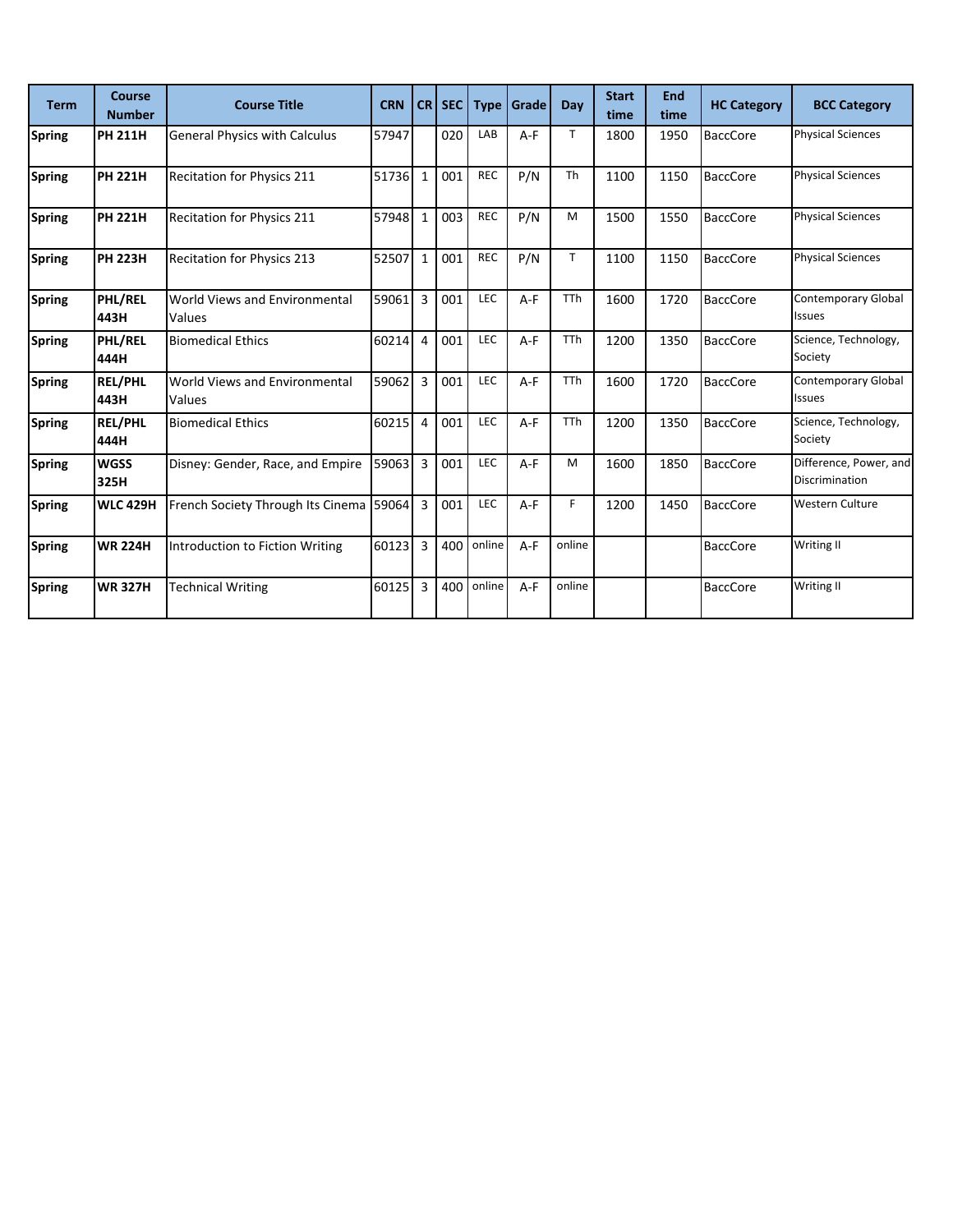| Term | Course Number | Course Title | CRN | CR | SEC | Type | Grade | Day | Start time | End time | HC Category | BCC Category |
|---|---|---|---|---|---|---|---|---|---|---|---|---|
| **Spring** | **PH 211H** | General Physics with Calculus | 57947 | | 020 | LAB | A-F | T | 1800 | 1950 | BaccCore | Physical Sciences |
| **Spring** | **PH 221H** | Recitation for Physics 211 | 51736 | 1 | 001 | REC | P/N | Th | 1100 | 1150 | BaccCore | Physical Sciences |
| **Spring** | **PH 221H** | Recitation for Physics 211 | 57948 | 1 | 003 | REC | P/N | M | 1500 | 1550 | BaccCore | Physical Sciences |
| **Spring** | **PH 223H** | Recitation for Physics 213 | 52507 | 1 | 001 | REC | P/N | T | 1100 | 1150 | BaccCore | Physical Sciences |
| **Spring** | **PHL/REL 443H** | World Views and Environmental Values | 59061 | 3 | 001 | LEC | A-F | TTh | 1600 | 1720 | BaccCore | Contemporary Global Issues |
| **Spring** | **PHL/REL 444H** | Biomedical Ethics | 60214 | 4 | 001 | LEC | A-F | TTh | 1200 | 1350 | BaccCore | Science, Technology, Society |
| **Spring** | **REL/PHL 443H** | World Views and Environmental Values | 59062 | 3 | 001 | LEC | A-F | TTh | 1600 | 1720 | BaccCore | Contemporary Global Issues |
| **Spring** | **REL/PHL 444H** | Biomedical Ethics | 60215 | 4 | 001 | LEC | A-F | TTh | 1200 | 1350 | BaccCore | Science, Technology, Society |
| **Spring** | **WGSS 325H** | Disney: Gender, Race, and Empire | 59063 | 3 | 001 | LEC | A-F | M | 1600 | 1850 | BaccCore | Difference, Power, and Discrimination |
| **Spring** | **WLC 429H** | French Society Through Its Cinema | 59064 | 3 | 001 | LEC | A-F | F | 1200 | 1450 | BaccCore | Western Culture |
| **Spring** | **WR 224H** | Introduction to Fiction Writing | 60123 | 3 | 400 | online | A-F | online | | | BaccCore | Writing II |
| **Spring** | **WR 327H** | Technical Writing | 60125 | 3 | 400 | online | A-F | online | | | BaccCore | Writing II |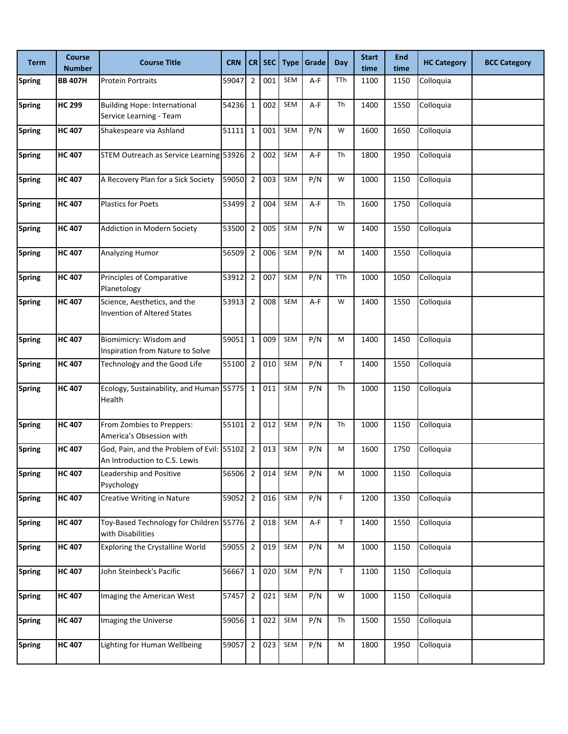| Term | Course Number | Course Title | CRN | CR | SEC | Type | Grade | Day | Start time | End time | HC Category | BCC Category |
|---|---|---|---|---|---|---|---|---|---|---|---|---|
| **Spring** | **BB 407H** | Protein Portraits | 59047 | 2 | 001 | SEM | A-F | TTh | 1100 | 1150 | Colloquia | |
| **Spring** | **HC 299** | Building Hope: International Service Learning - Team | 54236 | 1 | 002 | SEM | A-F | Th | 1400 | 1550 | Colloquia | |
| **Spring** | **HC 407** | Shakespeare via Ashland | 51111 | 1 | 001 | SEM | P/N | W | 1600 | 1650 | Colloquia | |
| **Spring** | **HC 407** | STEM Outreach as Service Learning | 53926 | 2 | 002 | SEM | A-F | Th | 1800 | 1950 | Colloquia | |
| **Spring** | **HC 407** | A Recovery Plan for a Sick Society | 59050 | 2 | 003 | SEM | P/N | W | 1000 | 1150 | Colloquia | |
| **Spring** | **HC 407** | Plastics for Poets | 53499 | 2 | 004 | SEM | A-F | Th | 1600 | 1750 | Colloquia | |
| **Spring** | **HC 407** | Addiction in Modern Society | 53500 | 2 | 005 | SEM | P/N | W | 1400 | 1550 | Colloquia | |
| **Spring** | **HC 407** | Analyzing Humor | 56509 | 2 | 006 | SEM | P/N | M | 1400 | 1550 | Colloquia | |
| **Spring** | **HC 407** | Principles of Comparative Planetology | 53912 | 2 | 007 | SEM | P/N | TTh | 1000 | 1050 | Colloquia | |
| **Spring** | **HC 407** | Science, Aesthetics, and the Invention of Altered States | 53913 | 2 | 008 | SEM | A-F | W | 1400 | 1550 | Colloquia | |
| **Spring** | **HC 407** | Biomimicry: Wisdom and Inspiration from Nature to Solve | 59051 | 1 | 009 | SEM | P/N | M | 1400 | 1450 | Colloquia | |
| **Spring** | **HC 407** | Technology and the Good Life | 55100 | 2 | 010 | SEM | P/N | T | 1400 | 1550 | Colloquia | |
| **Spring** | **HC 407** | Ecology, Sustainability, and Human Health | 55775 | 1 | 011 | SEM | P/N | Th | 1000 | 1150 | Colloquia | |
| **Spring** | **HC 407** | From Zombies to Preppers: America's Obsession with | 55101 | 2 | 012 | SEM | P/N | Th | 1000 | 1150 | Colloquia | |
| **Spring** | **HC 407** | God, Pain, and the Problem of Evil: An Introduction to C.S. Lewis | 55102 | 2 | 013 | SEM | P/N | M | 1600 | 1750 | Colloquia | |
| **Spring** | **HC 407** | Leadership and Positive Psychology | 56506 | 2 | 014 | SEM | P/N | M | 1000 | 1150 | Colloquia | |
| **Spring** | **HC 407** | Creative Writing in Nature | 59052 | 2 | 016 | SEM | P/N | F | 1200 | 1350 | Colloquia | |
| **Spring** | **HC 407** | Toy-Based Technology for Children with Disabilities | 55776 | 2 | 018 | SEM | A-F | T | 1400 | 1550 | Colloquia | |
| **Spring** | **HC 407** | Exploring the Crystalline World | 59055 | 2 | 019 | SEM | P/N | M | 1000 | 1150 | Colloquia | |
| **Spring** | **HC 407** | John Steinbeck's Pacific | 56667 | 1 | 020 | SEM | P/N | T | 1100 | 1150 | Colloquia | |
| **Spring** | **HC 407** | Imaging the American West | 57457 | 2 | 021 | SEM | P/N | W | 1000 | 1150 | Colloquia | |
| **Spring** | **HC 407** | Imaging the Universe | 59056 | 1 | 022 | SEM | P/N | Th | 1500 | 1550 | Colloquia | |
| **Spring** | **HC 407** | Lighting for Human Wellbeing | 59057 | 2 | 023 | SEM | P/N | M | 1800 | 1950 | Colloquia | |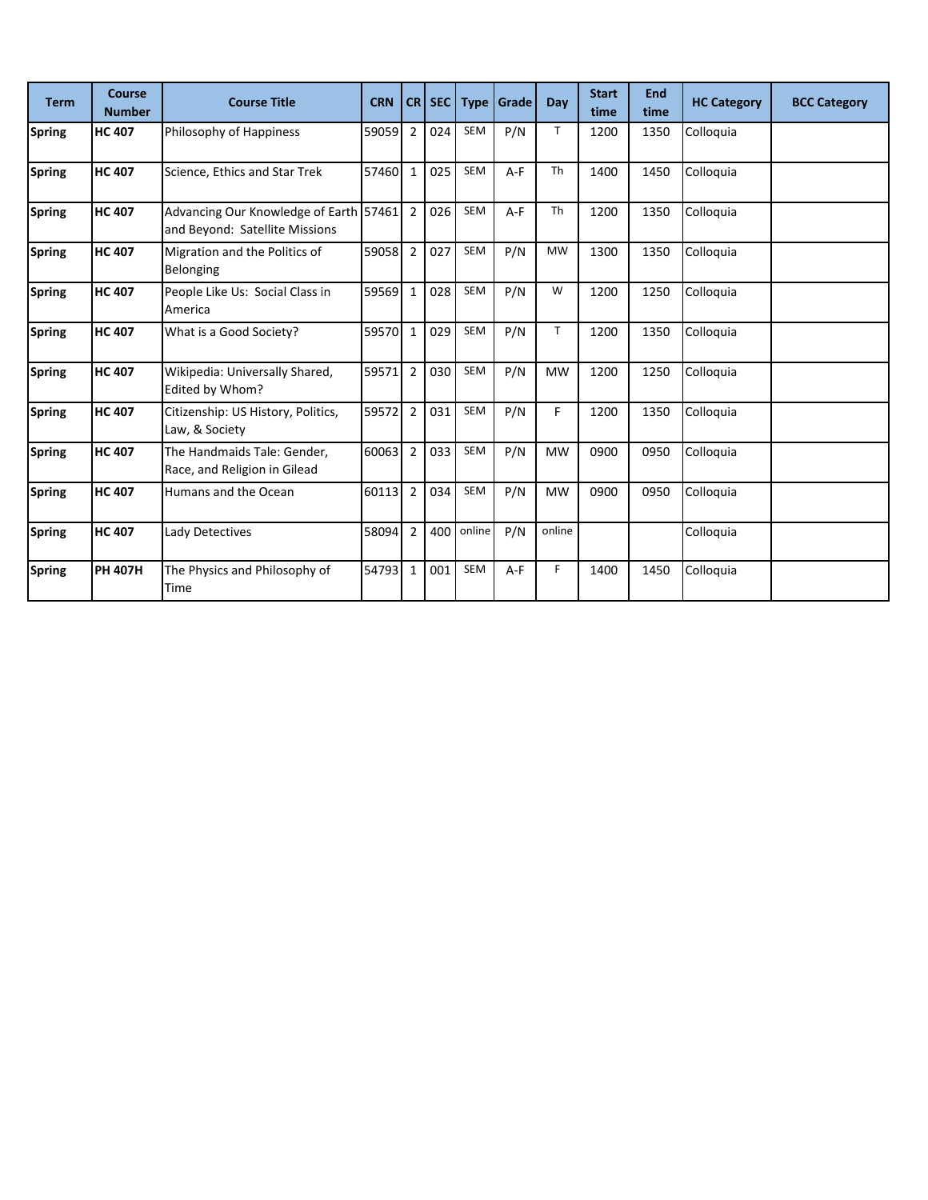| Term | Course Number | Course Title | CRN | CR | SEC | Type | Grade | Day | Start time | End time | HC Category | BCC Category |
|---|---|---|---|---|---|---|---|---|---|---|---|---|
| **Spring** | **HC 407** | Philosophy of Happiness | 59059 | 2 | 024 | SEM | P/N | T | 1200 | 1350 | Colloquia | |
| **Spring** | **HC 407** | Science, Ethics and Star Trek | 57460 | 1 | 025 | SEM | A-F | Th | 1400 | 1450 | Colloquia | |
| **Spring** | **HC 407** | Advancing Our Knowledge of Earth and Beyond: Satellite Missions | 57461 | 2 | 026 | SEM | A-F | Th | 1200 | 1350 | Colloquia | |
| **Spring** | **HC 407** | Migration and the Politics of Belonging | 59058 | 2 | 027 | SEM | P/N | MW | 1300 | 1350 | Colloquia | |
| **Spring** | **HC 407** | People Like Us: Social Class in America | 59569 | 1 | 028 | SEM | P/N | W | 1200 | 1250 | Colloquia | |
| **Spring** | **HC 407** | What is a Good Society? | 59570 | 1 | 029 | SEM | P/N | T | 1200 | 1350 | Colloquia | |
| **Spring** | **HC 407** | Wikipedia: Universally Shared, Edited by Whom? | 59571 | 2 | 030 | SEM | P/N | MW | 1200 | 1250 | Colloquia | |
| **Spring** | **HC 407** | Citizenship: US History, Politics, Law, & Society | 59572 | 2 | 031 | SEM | P/N | F | 1200 | 1350 | Colloquia | |
| **Spring** | **HC 407** | The Handmaids Tale: Gender, Race, and Religion in Gilead | 60063 | 2 | 033 | SEM | P/N | MW | 0900 | 0950 | Colloquia | |
| **Spring** | **HC 407** | Humans and the Ocean | 60113 | 2 | 034 | SEM | P/N | MW | 0900 | 0950 | Colloquia | |
| **Spring** | **HC 407** | Lady Detectives | 58094 | 2 | 400 | online | P/N | online | | | Colloquia | |
| **Spring** | **PH 407H** | The Physics and Philosophy of Time | 54793 | 1 | 001 | SEM | A-F | F | 1400 | 1450 | Colloquia | |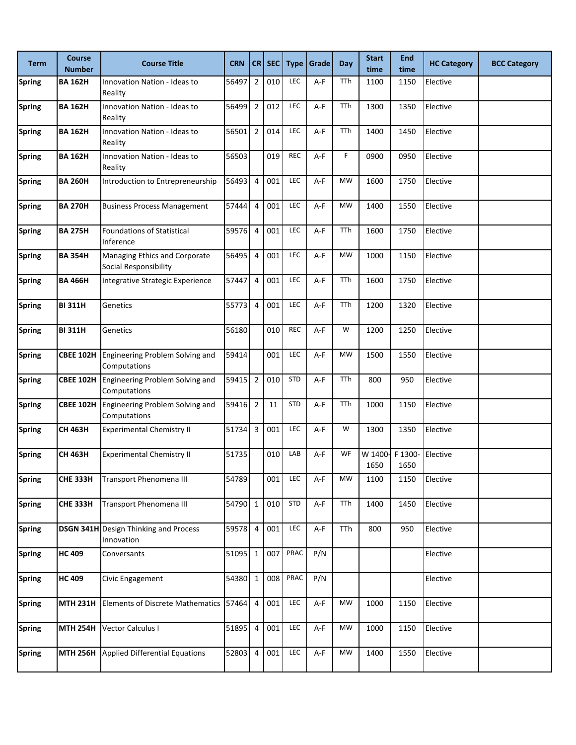| Term | Course Number | Course Title | CRN | CR | SEC | Type | Grade | Day | Start time | End time | HC Category | BCC Category |
|---|---|---|---|---|---|---|---|---|---|---|---|---|
| **Spring** | **BA 162H** | Innovation Nation - Ideas to Reality | 56497 | 2 | 010 | LEC | A-F | TTh | 1100 | 1150 | Elective | |
| **Spring** | **BA 162H** | Innovation Nation - Ideas to Reality | 56499 | 2 | 012 | LEC | A-F | TTh | 1300 | 1350 | Elective | |
| **Spring** | **BA 162H** | Innovation Nation - Ideas to Reality | 56501 | 2 | 014 | LEC | A-F | TTh | 1400 | 1450 | Elective | |
| **Spring** | **BA 162H** | Innovation Nation - Ideas to Reality | 56503 | | 019 | REC | A-F | F | 0900 | 0950 | Elective | |
| **Spring** | **BA 260H** | Introduction to Entrepreneurship | 56493 | 4 | 001 | LEC | A-F | MW | 1600 | 1750 | Elective | |
| **Spring** | **BA 270H** | Business Process Management | 57444 | 4 | 001 | LEC | A-F | MW | 1400 | 1550 | Elective | |
| **Spring** | **BA 275H** | Foundations of Statistical Inference | 59576 | 4 | 001 | LEC | A-F | TTh | 1600 | 1750 | Elective | |
| **Spring** | **BA 354H** | Managing Ethics and Corporate Social Responsibility | 56495 | 4 | 001 | LEC | A-F | MW | 1000 | 1150 | Elective | |
| **Spring** | **BA 466H** | Integrative Strategic Experience | 57447 | 4 | 001 | LEC | A-F | TTh | 1600 | 1750 | Elective | |
| **Spring** | **BI 311H** | Genetics | 55773 | 4 | 001 | LEC | A-F | TTh | 1200 | 1320 | Elective | |
| **Spring** | **BI 311H** | Genetics | 56180 | | 010 | REC | A-F | W | 1200 | 1250 | Elective | |
| **Spring** | **CBEE 102H** | Engineering Problem Solving and Computations | 59414 | | 001 | LEC | A-F | MW | 1500 | 1550 | Elective | |
| **Spring** | **CBEE 102H** | Engineering Problem Solving and Computations | 59415 | 2 | 010 | STD | A-F | TTh | 800 | 950 | Elective | |
| **Spring** | **CBEE 102H** | Engineering Problem Solving and Computations | 59416 | 2 | 11 | STD | A-F | TTh | 1000 | 1150 | Elective | |
| **Spring** | **CH 463H** | Experimental Chemistry II | 51734 | 3 | 001 | LEC | A-F | W | 1300 | 1350 | Elective | |
| **Spring** | **CH 463H** | Experimental Chemistry II | 51735 | | 010 | LAB | A-F | WF | W 1400-1650 | F 1300-1650 | Elective | |
| **Spring** | **CHE 333H** | Transport Phenomena III | 54789 | | 001 | LEC | A-F | MW | 1100 | 1150 | Elective | |
| **Spring** | **CHE 333H** | Transport Phenomena III | 54790 | 1 | 010 | STD | A-F | TTh | 1400 | 1450 | Elective | |
| **Spring** | **DSGN 341H** | Design Thinking and Process Innovation | 59578 | 4 | 001 | LEC | A-F | TTh | 800 | 950 | Elective | |
| **Spring** | **HC 409** | Conversants | 51095 | 1 | 007 | PRAC | P/N | | | | Elective | |
| **Spring** | **HC 409** | Civic Engagement | 54380 | 1 | 008 | PRAC | P/N | | | | Elective | |
| **Spring** | **MTH 231H** | Elements of Discrete Mathematics | 57464 | 4 | 001 | LEC | A-F | MW | 1000 | 1150 | Elective | |
| **Spring** | **MTH 254H** | Vector Calculus I | 51895 | 4 | 001 | LEC | A-F | MW | 1000 | 1150 | Elective | |
| **Spring** | **MTH 256H** | Applied Differential Equations | 52803 | 4 | 001 | LEC | A-F | MW | 1400 | 1550 | Elective | |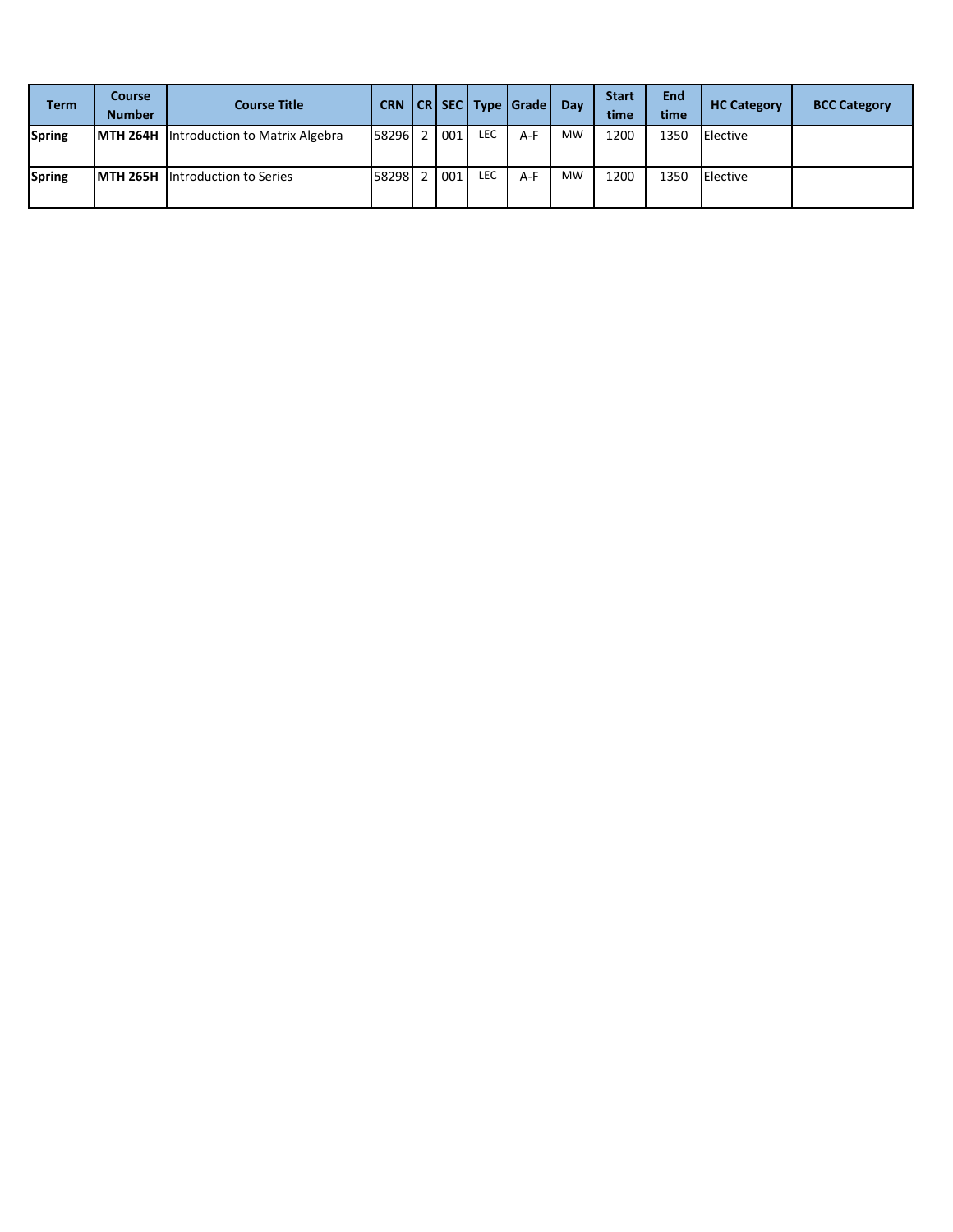| Term | Course Number | Course Title | CRN | CR | SEC | Type | Grade | Day | Start time | End time | HC Category | BCC Category |
|---|---|---|---|---|---|---|---|---|---|---|---|---|
| **Spring** | **MTH 264H** | Introduction to Matrix Algebra | 58296 | 2 | 001 | LEC | A-F | MW | 1200 | 1350 | Elective | |
| **Spring** | **MTH 265H** | Introduction to Series | 58298 | 2 | 001 | LEC | A-F | MW | 1200 | 1350 | Elective | |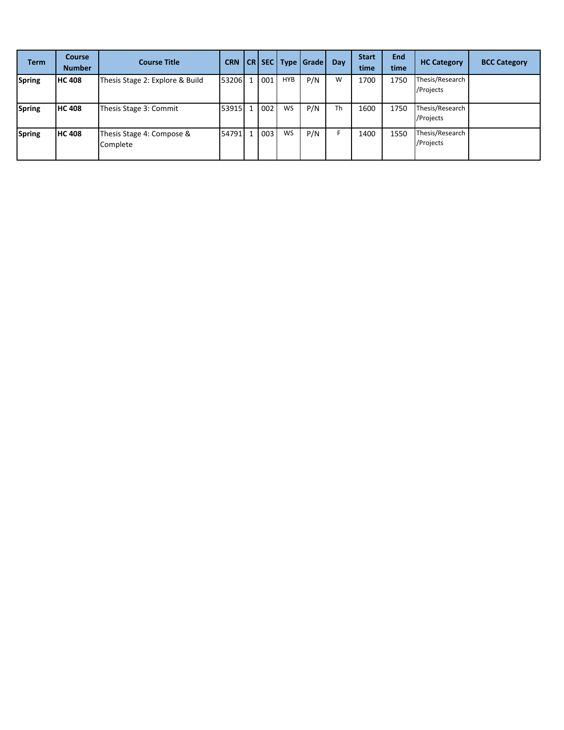| Term | Course Number | Course Title | CRN | CR | SEC | Type | Grade | Day | Start time | End time | HC Category | BCC Category |
|---|---|---|---|---|---|---|---|---|---|---|---|---|
| **Spring** | **HC 408** | Thesis Stage 2: Explore & Build | 53206 | 1 | 001 | HYB | P/N | W | 1700 | 1750 | Thesis/Research/Projects | |
| **Spring** | **HC 408** | Thesis Stage 3: Commit | 53915 | 1 | 002 | WS | P/N | Th | 1600 | 1750 | Thesis/Research/Projects | |
| **Spring** | **HC 408** | Thesis Stage 4: Compose & Complete | 54791 | 1 | 003 | WS | P/N | F | 1400 | 1550 | Thesis/Research/Projects | |